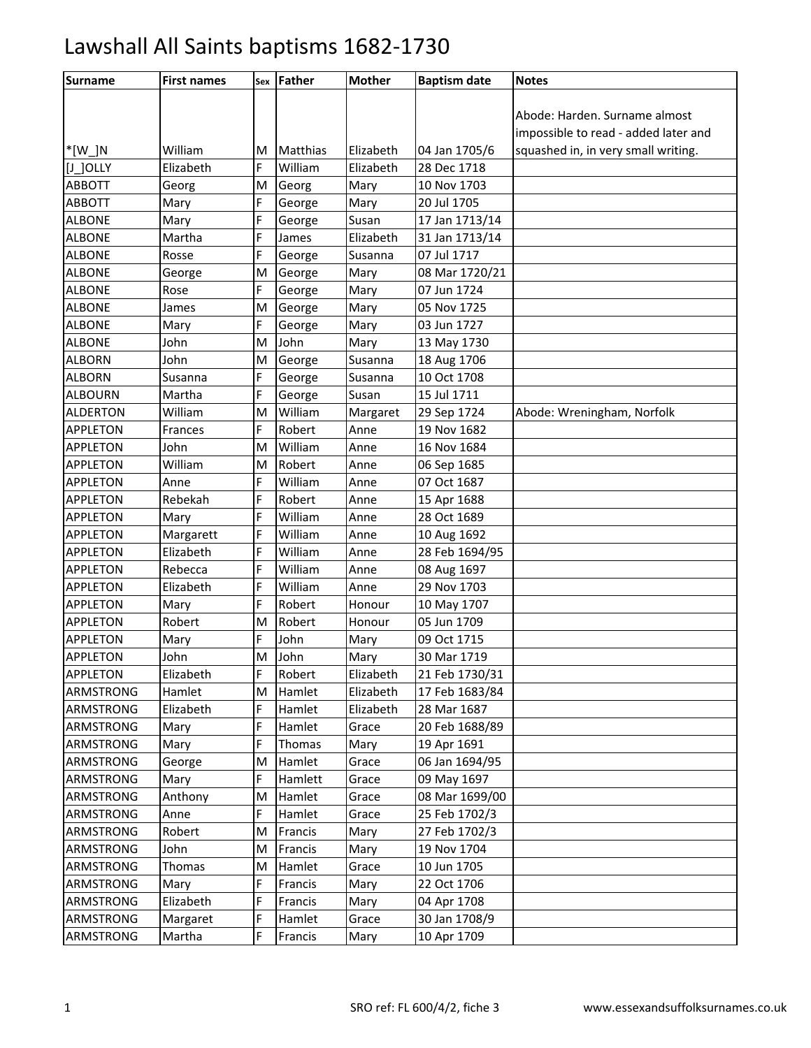# Lawshall All Saints baptisms 1682-1730

| Surname | First names | Sex | Father | Mother | Baptism date | Notes |
|---|---|---|---|---|---|---|
| *[W_]N | William | M | Matthias | Elizabeth | 04 Jan 1705/6 | Abode: Harden. Surname almost impossible to read - added later and squashed in, in very small writing. |
| [J_]OLLY | Elizabeth | F | William | Elizabeth | 28 Dec 1718 | |
| ABBOTT | Georg | M | Georg | Mary | 10 Nov 1703 | |
| ABBOTT | Mary | F | George | Mary | 20 Jul 1705 | |
| ALBONE | Mary | F | George | Susan | 17 Jan 1713/14 | |
| ALBONE | Martha | F | James | Elizabeth | 31 Jan 1713/14 | |
| ALBONE | Rosse | F | George | Susanna | 07 Jul 1717 | |
| ALBONE | George | M | George | Mary | 08 Mar 1720/21 | |
| ALBONE | Rose | F | George | Mary | 07 Jun 1724 | |
| ALBONE | James | M | George | Mary | 05 Nov 1725 | |
| ALBONE | Mary | F | George | Mary | 03 Jun 1727 | |
| ALBONE | John | M | John | Mary | 13 May 1730 | |
| ALBORN | John | M | George | Susanna | 18 Aug 1706 | |
| ALBORN | Susanna | F | George | Susanna | 10 Oct 1708 | |
| ALBOURN | Martha | F | George | Susan | 15 Jul 1711 | |
| ALDERTON | William | M | William | Margaret | 29 Sep 1724 | Abode: Wreningham, Norfolk |
| APPLETON | Frances | F | Robert | Anne | 19 Nov 1682 | |
| APPLETON | John | M | William | Anne | 16 Nov 1684 | |
| APPLETON | William | M | Robert | Anne | 06 Sep 1685 | |
| APPLETON | Anne | F | William | Anne | 07 Oct 1687 | |
| APPLETON | Rebekah | F | Robert | Anne | 15 Apr 1688 | |
| APPLETON | Mary | F | William | Anne | 28 Oct 1689 | |
| APPLETON | Margarett | F | William | Anne | 10 Aug 1692 | |
| APPLETON | Elizabeth | F | William | Anne | 28 Feb 1694/95 | |
| APPLETON | Rebecca | F | William | Anne | 08 Aug 1697 | |
| APPLETON | Elizabeth | F | William | Anne | 29 Nov 1703 | |
| APPLETON | Mary | F | Robert | Honour | 10 May 1707 | |
| APPLETON | Robert | M | Robert | Honour | 05 Jun 1709 | |
| APPLETON | Mary | F | John | Mary | 09 Oct 1715 | |
| APPLETON | John | M | John | Mary | 30 Mar 1719 | |
| APPLETON | Elizabeth | F | Robert | Elizabeth | 21 Feb 1730/31 | |
| ARMSTRONG | Hamlet | M | Hamlet | Elizabeth | 17 Feb 1683/84 | |
| ARMSTRONG | Elizabeth | F | Hamlet | Elizabeth | 28 Mar 1687 | |
| ARMSTRONG | Mary | F | Hamlet | Grace | 20 Feb 1688/89 | |
| ARMSTRONG | Mary | F | Thomas | Mary | 19 Apr 1691 | |
| ARMSTRONG | George | M | Hamlet | Grace | 06 Jan 1694/95 | |
| ARMSTRONG | Mary | F | Hamlett | Grace | 09 May 1697 | |
| ARMSTRONG | Anthony | M | Hamlet | Grace | 08 Mar 1699/00 | |
| ARMSTRONG | Anne | F | Hamlet | Grace | 25 Feb 1702/3 | |
| ARMSTRONG | Robert | M | Francis | Mary | 27 Feb 1702/3 | |
| ARMSTRONG | John | M | Francis | Mary | 19 Nov 1704 | |
| ARMSTRONG | Thomas | M | Hamlet | Grace | 10 Jun 1705 | |
| ARMSTRONG | Mary | F | Francis | Mary | 22 Oct 1706 | |
| ARMSTRONG | Elizabeth | F | Francis | Mary | 04 Apr 1708 | |
| ARMSTRONG | Margaret | F | Hamlet | Grace | 30 Jan 1708/9 | |
| ARMSTRONG | Martha | F | Francis | Mary | 10 Apr 1709 | |

SRO ref: FL 600/4/2, fiche 3 www.essexandsuffolksurnames.co.uk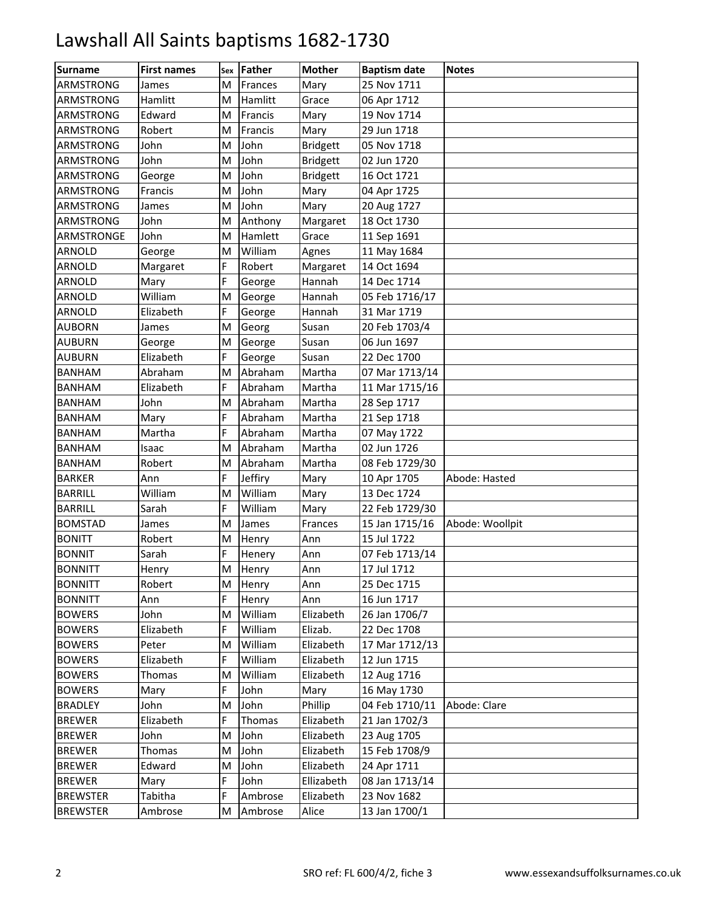# Lawshall All Saints baptisms 1682-1730

| Surname | First names | Sex | Father | Mother | Baptism date | Notes |
|---|---|---|---|---|---|---|
| ARMSTRONG | James | M | Frances | Mary | 25 Nov 1711 | |
| ARMSTRONG | Hamlitt | M | Hamlitt | Grace | 06 Apr 1712 | |
| ARMSTRONG | Edward | M | Francis | Mary | 19 Nov 1714 | |
| ARMSTRONG | Robert | M | Francis | Mary | 29 Jun 1718 | |
| ARMSTRONG | John | M | John | Bridgett | 05 Nov 1718 | |
| ARMSTRONG | John | M | John | Bridgett | 02 Jun 1720 | |
| ARMSTRONG | George | M | John | Bridgett | 16 Oct 1721 | |
| ARMSTRONG | Francis | M | John | Mary | 04 Apr 1725 | |
| ARMSTRONG | James | M | John | Mary | 20 Aug 1727 | |
| ARMSTRONG | John | M | Anthony | Margaret | 18 Oct 1730 | |
| ARMSTRONGE | John | M | Hamlett | Grace | 11 Sep 1691 | |
| ARNOLD | George | M | William | Agnes | 11 May 1684 | |
| ARNOLD | Margaret | F | Robert | Margaret | 14 Oct 1694 | |
| ARNOLD | Mary | F | George | Hannah | 14 Dec 1714 | |
| ARNOLD | William | M | George | Hannah | 05 Feb 1716/17 | |
| ARNOLD | Elizabeth | F | George | Hannah | 31 Mar 1719 | |
| AUBORN | James | M | Georg | Susan | 20 Feb 1703/4 | |
| AUBURN | George | M | George | Susan | 06 Jun 1697 | |
| AUBURN | Elizabeth | F | George | Susan | 22 Dec 1700 | |
| BANHAM | Abraham | M | Abraham | Martha | 07 Mar 1713/14 | |
| BANHAM | Elizabeth | F | Abraham | Martha | 11 Mar 1715/16 | |
| BANHAM | John | M | Abraham | Martha | 28 Sep 1717 | |
| BANHAM | Mary | F | Abraham | Martha | 21 Sep 1718 | |
| BANHAM | Martha | F | Abraham | Martha | 07 May 1722 | |
| BANHAM | Isaac | M | Abraham | Martha | 02 Jun 1726 | |
| BANHAM | Robert | M | Abraham | Martha | 08 Feb 1729/30 | |
| BARKER | Ann | F | Jeffiry | Mary | 10 Apr 1705 | Abode: Hasted |
| BARRILL | William | M | William | Mary | 13 Dec 1724 | |
| BARRILL | Sarah | F | William | Mary | 22 Feb 1729/30 | |
| BOMSTAD | James | M | James | Frances | 15 Jan 1715/16 | Abode: Woollpit |
| BONITT | Robert | M | Henry | Ann | 15 Jul 1722 | |
| BONNIT | Sarah | F | Henery | Ann | 07 Feb 1713/14 | |
| BONNITT | Henry | M | Henry | Ann | 17 Jul 1712 | |
| BONNITT | Robert | M | Henry | Ann | 25 Dec 1715 | |
| BONNITT | Ann | F | Henry | Ann | 16 Jun 1717 | |
| BOWERS | John | M | William | Elizabeth | 26 Jan 1706/7 | |
| BOWERS | Elizabeth | F | William | Elizab. | 22 Dec 1708 | |
| BOWERS | Peter | M | William | Elizabeth | 17 Mar 1712/13 | |
| BOWERS | Elizabeth | F | William | Elizabeth | 12 Jun 1715 | |
| BOWERS | Thomas | M | William | Elizabeth | 12 Aug 1716 | |
| BOWERS | Mary | F | John | Mary | 16 May 1730 | |
| BRADLEY | John | M | John | Phillip | 04 Feb 1710/11 | Abode: Clare |
| BREWER | Elizabeth | F | Thomas | Elizabeth | 21 Jan 1702/3 | |
| BREWER | John | M | John | Elizabeth | 23 Aug 1705 | |
| BREWER | Thomas | M | John | Elizabeth | 15 Feb 1708/9 | |
| BREWER | Edward | M | John | Elizabeth | 24 Apr 1711 | |
| BREWER | Mary | F | John | Ellizabeth | 08 Jan 1713/14 | |
| BREWSTER | Tabitha | F | Ambrose | Elizabeth | 23 Nov 1682 | |
| BREWSTER | Ambrose | M | Ambrose | Alice | 13 Jan 1700/1 | |

SRO ref: FL 600/4/2, fiche 3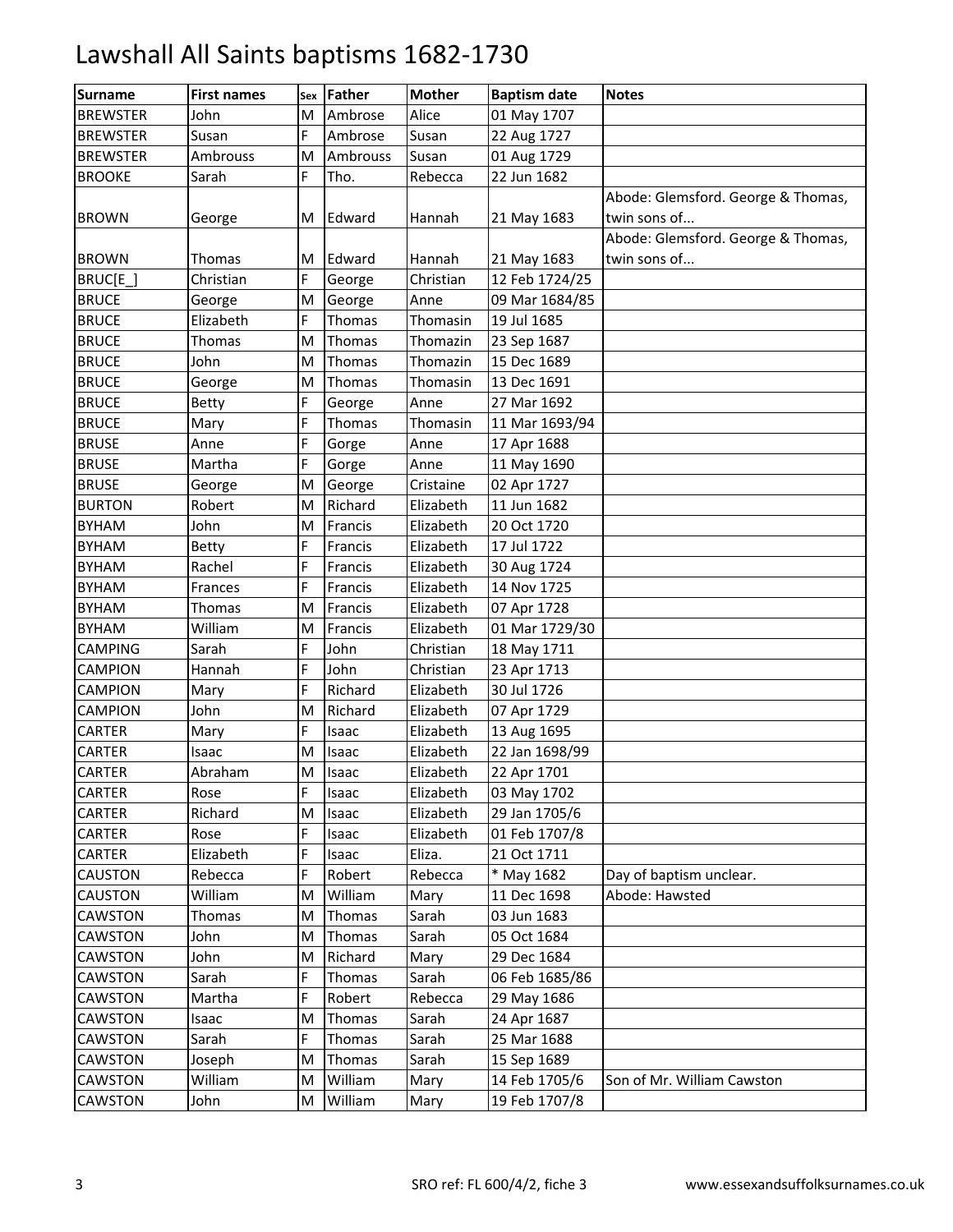# Lawshall All Saints baptisms 1682-1730

| Surname | First names | Sex | Father | Mother | Baptism date | Notes |
|---|---|---|---|---|---|---|
| BREWSTER | John | M | Ambrose | Alice | 01 May 1707 | |
| BREWSTER | Susan | F | Ambrose | Susan | 22 Aug 1727 | |
| BREWSTER | Ambrouss | M | Ambrouss | Susan | 01 Aug 1729 | |
| BROOKE | Sarah | F | Tho. | Rebecca | 22 Jun 1682 | |
| BROWN | George | M | Edward | Hannah | 21 May 1683 | Abode: Glemsford. George & Thomas, twin sons of... |
| BROWN | Thomas | M | Edward | Hannah | 21 May 1683 | Abode: Glemsford. George & Thomas, twin sons of... |
| BRUC[E_] | Christian | F | George | Christian | 12 Feb 1724/25 | |
| BRUCE | George | M | George | Anne | 09 Mar 1684/85 | |
| BRUCE | Elizabeth | F | Thomas | Thomasin | 19 Jul 1685 | |
| BRUCE | Thomas | M | Thomas | Thomazin | 23 Sep 1687 | |
| BRUCE | John | M | Thomas | Thomazin | 15 Dec 1689 | |
| BRUCE | George | M | Thomas | Thomasin | 13 Dec 1691 | |
| BRUCE | Betty | F | George | Anne | 27 Mar 1692 | |
| BRUCE | Mary | F | Thomas | Thomasin | 11 Mar 1693/94 | |
| BRUSE | Anne | F | Gorge | Anne | 17 Apr 1688 | |
| BRUSE | Martha | F | Gorge | Anne | 11 May 1690 | |
| BRUSE | George | M | George | Cristaine | 02 Apr 1727 | |
| BURTON | Robert | M | Richard | Elizabeth | 11 Jun 1682 | |
| BYHAM | John | M | Francis | Elizabeth | 20 Oct 1720 | |
| BYHAM | Betty | F | Francis | Elizabeth | 17 Jul 1722 | |
| BYHAM | Rachel | F | Francis | Elizabeth | 30 Aug 1724 | |
| BYHAM | Frances | F | Francis | Elizabeth | 14 Nov 1725 | |
| BYHAM | Thomas | M | Francis | Elizabeth | 07 Apr 1728 | |
| BYHAM | William | M | Francis | Elizabeth | 01 Mar 1729/30 | |
| CAMPING | Sarah | F | John | Christian | 18 May 1711 | |
| CAMPION | Hannah | F | John | Christian | 23 Apr 1713 | |
| CAMPION | Mary | F | Richard | Elizabeth | 30 Jul 1726 | |
| CAMPION | John | M | Richard | Elizabeth | 07 Apr 1729 | |
| CARTER | Mary | F | Isaac | Elizabeth | 13 Aug 1695 | |
| CARTER | Isaac | M | Isaac | Elizabeth | 22 Jan 1698/99 | |
| CARTER | Abraham | M | Isaac | Elizabeth | 22 Apr 1701 | |
| CARTER | Rose | F | Isaac | Elizabeth | 03 May 1702 | |
| CARTER | Richard | M | Isaac | Elizabeth | 29 Jan 1705/6 | |
| CARTER | Rose | F | Isaac | Elizabeth | 01 Feb 1707/8 | |
| CARTER | Elizabeth | F | Isaac | Eliza. | 21 Oct 1711 | |
| CAUSTON | Rebecca | F | Robert | Rebecca | * May 1682 | Day of baptism unclear. |
| CAUSTON | William | M | William | Mary | 11 Dec 1698 | Abode: Hawsted |
| CAWSTON | Thomas | M | Thomas | Sarah | 03 Jun 1683 | |
| CAWSTON | John | M | Thomas | Sarah | 05 Oct 1684 | |
| CAWSTON | John | M | Richard | Mary | 29 Dec 1684 | |
| CAWSTON | Sarah | F | Thomas | Sarah | 06 Feb 1685/86 | |
| CAWSTON | Martha | F | Robert | Rebecca | 29 May 1686 | |
| CAWSTON | Isaac | M | Thomas | Sarah | 24 Apr 1687 | |
| CAWSTON | Sarah | F | Thomas | Sarah | 25 Mar 1688 | |
| CAWSTON | Joseph | M | Thomas | Sarah | 15 Sep 1689 | |
| CAWSTON | William | M | William | Mary | 14 Feb 1705/6 | Son of Mr. William Cawston |
| CAWSTON | John | M | William | Mary | 19 Feb 1707/8 | |

SRO ref: FL 600/4/2, fiche 3 www.essexandsuffolksurnames.co.uk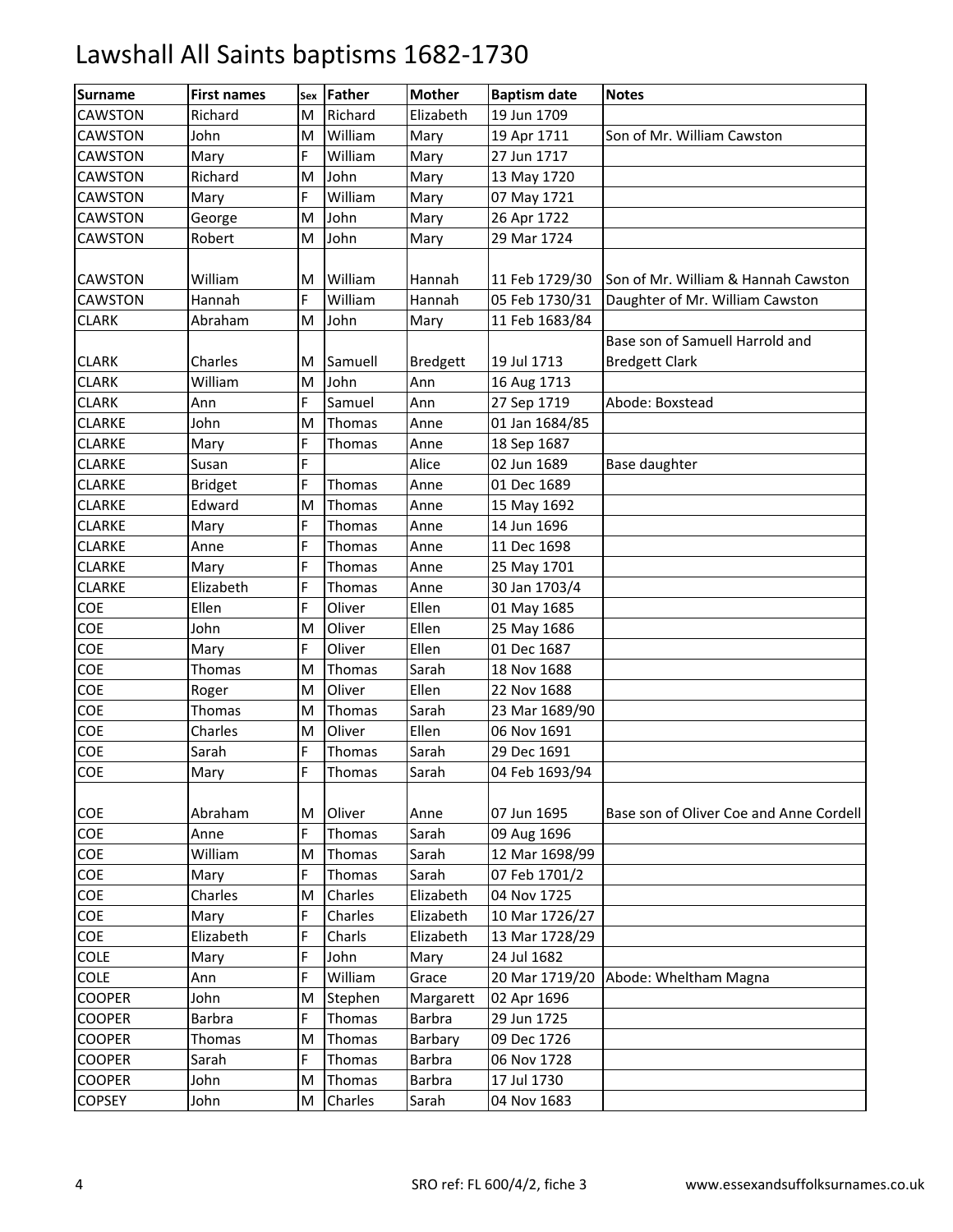# Lawshall All Saints baptisms 1682-1730

| Surname | First names | Sex | Father | Mother | Baptism date | Notes |
|---|---|---|---|---|---|---|
| CAWSTON | Richard | M | Richard | Elizabeth | 19 Jun 1709 | |
| CAWSTON | John | M | William | Mary | 19 Apr 1711 | Son of Mr. William Cawston |
| CAWSTON | Mary | F | William | Mary | 27 Jun 1717 | |
| CAWSTON | Richard | M | John | Mary | 13 May 1720 | |
| CAWSTON | Mary | F | William | Mary | 07 May 1721 | |
| CAWSTON | George | M | John | Mary | 26 Apr 1722 | |
| CAWSTON | Robert | M | John | Mary | 29 Mar 1724 | |
| CAWSTON | William | M | William | Hannah | 11 Feb 1729/30 | Son of Mr. William & Hannah Cawston |
| CAWSTON | Hannah | F | William | Hannah | 05 Feb 1730/31 | Daughter of Mr. William Cawston |
| CLARK | Abraham | M | John | Mary | 11 Feb 1683/84 | |
| CLARK | Charles | M | Samuell | Bredgett | 19 Jul 1713 | Base son of Samuell Harrold and Bredgett Clark |
| CLARK | William | M | John | Ann | 16 Aug 1713 | |
| CLARK | Ann | F | Samuel | Ann | 27 Sep 1719 | Abode: Boxstead |
| CLARKE | John | M | Thomas | Anne | 01 Jan 1684/85 | |
| CLARKE | Mary | F | Thomas | Anne | 18 Sep 1687 | |
| CLARKE | Susan | F | | Alice | 02 Jun 1689 | Base daughter |
| CLARKE | Bridget | F | Thomas | Anne | 01 Dec 1689 | |
| CLARKE | Edward | M | Thomas | Anne | 15 May 1692 | |
| CLARKE | Mary | F | Thomas | Anne | 14 Jun 1696 | |
| CLARKE | Anne | F | Thomas | Anne | 11 Dec 1698 | |
| CLARKE | Mary | F | Thomas | Anne | 25 May 1701 | |
| CLARKE | Elizabeth | F | Thomas | Anne | 30 Jan 1703/4 | |
| COE | Ellen | F | Oliver | Ellen | 01 May 1685 | |
| COE | John | M | Oliver | Ellen | 25 May 1686 | |
| COE | Mary | F | Oliver | Ellen | 01 Dec 1687 | |
| COE | Thomas | M | Thomas | Sarah | 18 Nov 1688 | |
| COE | Roger | M | Oliver | Ellen | 22 Nov 1688 | |
| COE | Thomas | M | Thomas | Sarah | 23 Mar 1689/90 | |
| COE | Charles | M | Oliver | Ellen | 06 Nov 1691 | |
| COE | Sarah | F | Thomas | Sarah | 29 Dec 1691 | |
| COE | Mary | F | Thomas | Sarah | 04 Feb 1693/94 | |
| COE | Abraham | M | Oliver | Anne | 07 Jun 1695 | Base son of Oliver Coe and Anne Cordell |
| COE | Anne | F | Thomas | Sarah | 09 Aug 1696 | |
| COE | William | M | Thomas | Sarah | 12 Mar 1698/99 | |
| COE | Mary | F | Thomas | Sarah | 07 Feb 1701/2 | |
| COE | Charles | M | Charles | Elizabeth | 04 Nov 1725 | |
| COE | Mary | F | Charles | Elizabeth | 10 Mar 1726/27 | |
| COE | Elizabeth | F | Charls | Elizabeth | 13 Mar 1728/29 | |
| COLE | Mary | F | John | Mary | 24 Jul 1682 | |
| COLE | Ann | F | William | Grace | 20 Mar 1719/20 | Abode: Wheltham Magna |
| COOPER | John | M | Stephen | Margarett | 02 Apr 1696 | |
| COOPER | Barbra | F | Thomas | Barbra | 29 Jun 1725 | |
| COOPER | Thomas | M | Thomas | Barbary | 09 Dec 1726 | |
| COOPER | Sarah | F | Thomas | Barbra | 06 Nov 1728 | |
| COOPER | John | M | Thomas | Barbra | 17 Jul 1730 | |
| COPSEY | John | M | Charles | Sarah | 04 Nov 1683 | |

SRO ref: FL 600/4/2, fiche 3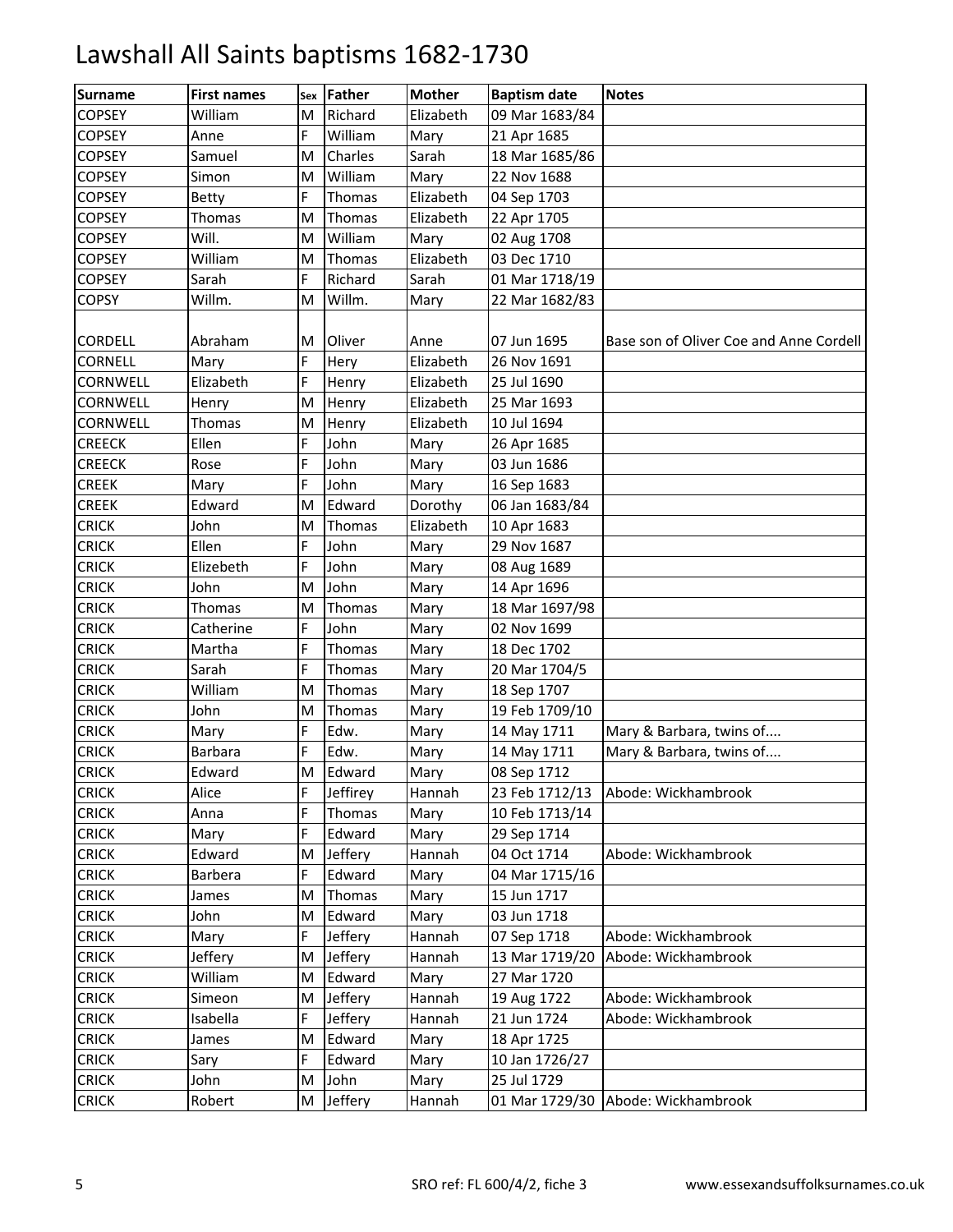# Lawshall All Saints baptisms 1682-1730

| Surname | First names | Sex | Father | Mother | Baptism date | Notes |
|---|---|---|---|---|---|---|
| COPSEY | William | M | Richard | Elizabeth | 09 Mar 1683/84 | |
| COPSEY | Anne | F | William | Mary | 21 Apr 1685 | |
| COPSEY | Samuel | M | Charles | Sarah | 18 Mar 1685/86 | |
| COPSEY | Simon | M | William | Mary | 22 Nov 1688 | |
| COPSEY | Betty | F | Thomas | Elizabeth | 04 Sep 1703 | |
| COPSEY | Thomas | M | Thomas | Elizabeth | 22 Apr 1705 | |
| COPSEY | Will. | M | William | Mary | 02 Aug 1708 | |
| COPSEY | William | M | Thomas | Elizabeth | 03 Dec 1710 | |
| COPSEY | Sarah | F | Richard | Sarah | 01 Mar 1718/19 | |
| COPSY | Willm. | M | Willm. | Mary | 22 Mar 1682/83 | |
| CORDELL | Abraham | M | Oliver | Anne | 07 Jun 1695 | Base son of Oliver Coe and Anne Cordell |
| CORNELL | Mary | F | Hery | Elizabeth | 26 Nov 1691 | |
| CORNWELL | Elizabeth | F | Henry | Elizabeth | 25 Jul 1690 | |
| CORNWELL | Henry | M | Henry | Elizabeth | 25 Mar 1693 | |
| CORNWELL | Thomas | M | Henry | Elizabeth | 10 Jul 1694 | |
| CREECK | Ellen | F | John | Mary | 26 Apr 1685 | |
| CREECK | Rose | F | John | Mary | 03 Jun 1686 | |
| CREEK | Mary | F | John | Mary | 16 Sep 1683 | |
| CREEK | Edward | M | Edward | Dorothy | 06 Jan 1683/84 | |
| CRICK | John | M | Thomas | Elizabeth | 10 Apr 1683 | |
| CRICK | Ellen | F | John | Mary | 29 Nov 1687 | |
| CRICK | Elizebeth | F | John | Mary | 08 Aug 1689 | |
| CRICK | John | M | John | Mary | 14 Apr 1696 | |
| CRICK | Thomas | M | Thomas | Mary | 18 Mar 1697/98 | |
| CRICK | Catherine | F | John | Mary | 02 Nov 1699 | |
| CRICK | Martha | F | Thomas | Mary | 18 Dec 1702 | |
| CRICK | Sarah | F | Thomas | Mary | 20 Mar 1704/5 | |
| CRICK | William | M | Thomas | Mary | 18 Sep 1707 | |
| CRICK | John | M | Thomas | Mary | 19 Feb 1709/10 | |
| CRICK | Mary | F | Edw. | Mary | 14 May 1711 | Mary & Barbara, twins of.... |
| CRICK | Barbara | F | Edw. | Mary | 14 May 1711 | Mary & Barbara, twins of.... |
| CRICK | Edward | M | Edward | Mary | 08 Sep 1712 | |
| CRICK | Alice | F | Jeffirey | Hannah | 23 Feb 1712/13 | Abode: Wickhambrook |
| CRICK | Anna | F | Thomas | Mary | 10 Feb 1713/14 | |
| CRICK | Mary | F | Edward | Mary | 29 Sep 1714 | |
| CRICK | Edward | M | Jeffery | Hannah | 04 Oct 1714 | Abode: Wickhambrook |
| CRICK | Barbera | F | Edward | Mary | 04 Mar 1715/16 | |
| CRICK | James | M | Thomas | Mary | 15 Jun 1717 | |
| CRICK | John | M | Edward | Mary | 03 Jun 1718 | |
| CRICK | Mary | F | Jeffery | Hannah | 07 Sep 1718 | Abode: Wickhambrook |
| CRICK | Jeffery | M | Jeffery | Hannah | 13 Mar 1719/20 | Abode: Wickhambrook |
| CRICK | William | M | Edward | Mary | 27 Mar 1720 | |
| CRICK | Simeon | M | Jeffery | Hannah | 19 Aug 1722 | Abode: Wickhambrook |
| CRICK | Isabella | F | Jeffery | Hannah | 21 Jun 1724 | Abode: Wickhambrook |
| CRICK | James | M | Edward | Mary | 18 Apr 1725 | |
| CRICK | Sary | F | Edward | Mary | 10 Jan 1726/27 | |
| CRICK | John | M | John | Mary | 25 Jul 1729 | |
| CRICK | Robert | M | Jeffery | Hannah | 01 Mar 1729/30 | Abode: Wickhambrook |

SRO ref: FL 600/4/2, fiche 3 www.essexandsuffolksurnames.co.uk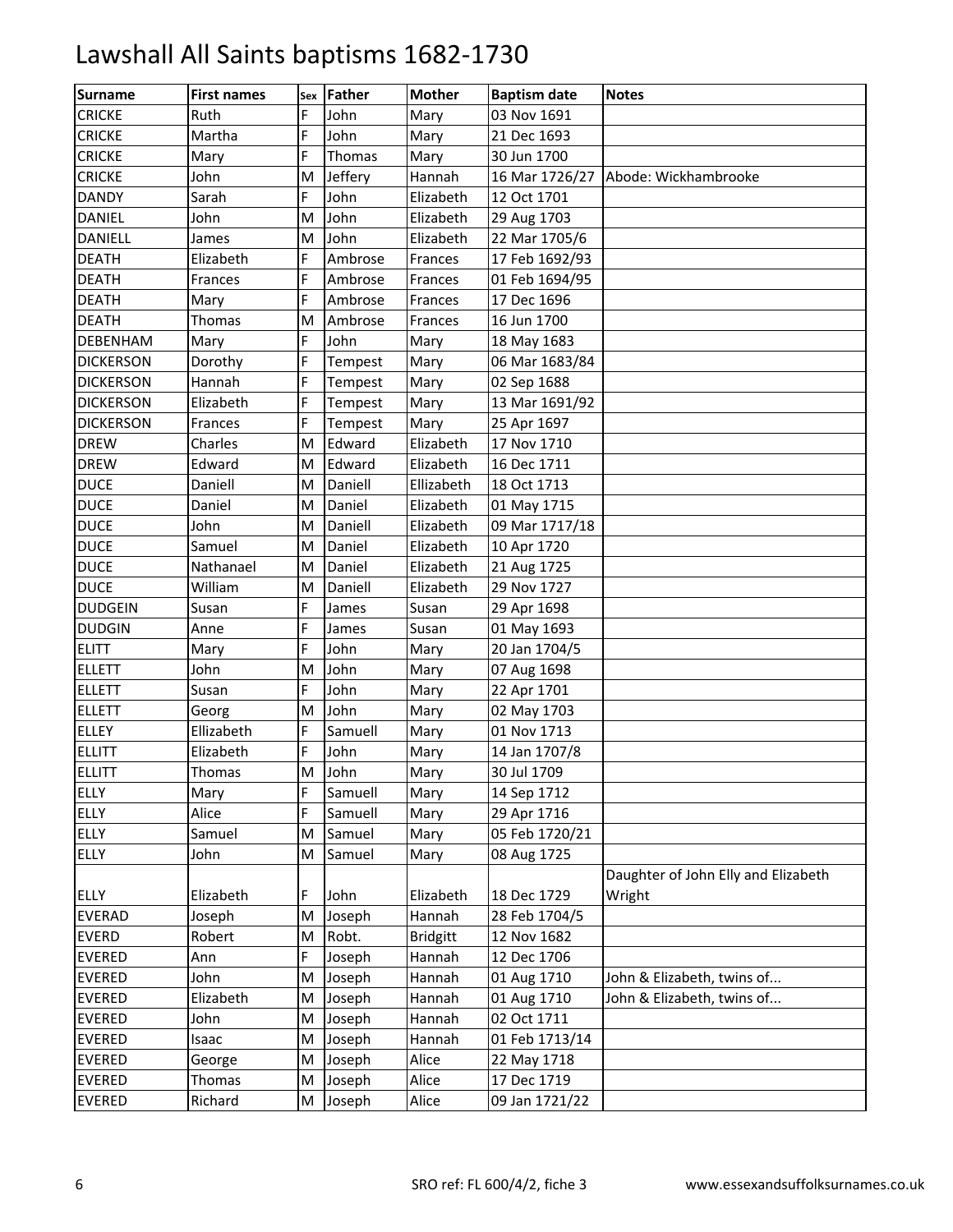# Lawshall All Saints baptisms 1682-1730

| Surname | First names | Sex | Father | Mother | Baptism date | Notes |
|---|---|---|---|---|---|---|
| CRICKE | Ruth | F | John | Mary | 03 Nov 1691 | |
| CRICKE | Martha | F | John | Mary | 21 Dec 1693 | |
| CRICKE | Mary | F | Thomas | Mary | 30 Jun 1700 | |
| CRICKE | John | M | Jeffery | Hannah | 16 Mar 1726/27 | Abode: Wickhambrooke |
| DANDY | Sarah | F | John | Elizabeth | 12 Oct 1701 | |
| DANIEL | John | M | John | Elizabeth | 29 Aug 1703 | |
| DANIELL | James | M | John | Elizabeth | 22 Mar 1705/6 | |
| DEATH | Elizabeth | F | Ambrose | Frances | 17 Feb 1692/93 | |
| DEATH | Frances | F | Ambrose | Frances | 01 Feb 1694/95 | |
| DEATH | Mary | F | Ambrose | Frances | 17 Dec 1696 | |
| DEATH | Thomas | M | Ambrose | Frances | 16 Jun 1700 | |
| DEBENHAM | Mary | F | John | Mary | 18 May 1683 | |
| DICKERSON | Dorothy | F | Tempest | Mary | 06 Mar 1683/84 | |
| DICKERSON | Hannah | F | Tempest | Mary | 02 Sep 1688 | |
| DICKERSON | Elizabeth | F | Tempest | Mary | 13 Mar 1691/92 | |
| DICKERSON | Frances | F | Tempest | Mary | 25 Apr 1697 | |
| DREW | Charles | M | Edward | Elizabeth | 17 Nov 1710 | |
| DREW | Edward | M | Edward | Elizabeth | 16 Dec 1711 | |
| DUCE | Daniell | M | Daniell | Ellizabeth | 18 Oct 1713 | |
| DUCE | Daniel | M | Daniel | Elizabeth | 01 May 1715 | |
| DUCE | John | M | Daniell | Elizabeth | 09 Mar 1717/18 | |
| DUCE | Samuel | M | Daniel | Elizabeth | 10 Apr 1720 | |
| DUCE | Nathanael | M | Daniel | Elizabeth | 21 Aug 1725 | |
| DUCE | William | M | Daniell | Elizabeth | 29 Nov 1727 | |
| DUDGEIN | Susan | F | James | Susan | 29 Apr 1698 | |
| DUDGIN | Anne | F | James | Susan | 01 May 1693 | |
| ELITT | Mary | F | John | Mary | 20 Jan 1704/5 | |
| ELLETT | John | M | John | Mary | 07 Aug 1698 | |
| ELLETT | Susan | F | John | Mary | 22 Apr 1701 | |
| ELLETT | Georg | M | John | Mary | 02 May 1703 | |
| ELLEY | Ellizabeth | F | Samuell | Mary | 01 Nov 1713 | |
| ELLITT | Elizabeth | F | John | Mary | 14 Jan 1707/8 | |
| ELLITT | Thomas | M | John | Mary | 30 Jul 1709 | |
| ELLY | Mary | F | Samuell | Mary | 14 Sep 1712 | |
| ELLY | Alice | F | Samuell | Mary | 29 Apr 1716 | |
| ELLY | Samuel | M | Samuel | Mary | 05 Feb 1720/21 | |
| ELLY | John | M | Samuel | Mary | 08 Aug 1725 | |
| ELLY | Elizabeth | F | John | Elizabeth | 18 Dec 1729 | Daughter of John Elly and Elizabeth Wright |
| EVERAD | Joseph | M | Joseph | Hannah | 28 Feb 1704/5 | |
| EVERD | Robert | M | Robt. | Bridgitt | 12 Nov 1682 | |
| EVERED | Ann | F | Joseph | Hannah | 12 Dec 1706 | |
| EVERED | John | M | Joseph | Hannah | 01 Aug 1710 | John & Elizabeth, twins of... |
| EVERED | Elizabeth | M | Joseph | Hannah | 01 Aug 1710 | John & Elizabeth, twins of... |
| EVERED | John | M | Joseph | Hannah | 02 Oct 1711 | |
| EVERED | Isaac | M | Joseph | Hannah | 01 Feb 1713/14 | |
| EVERED | George | M | Joseph | Alice | 22 May 1718 | |
| EVERED | Thomas | M | Joseph | Alice | 17 Dec 1719 | |
| EVERED | Richard | M | Joseph | Alice | 09 Jan 1721/22 | |

SRO ref: FL 600/4/2, fiche 3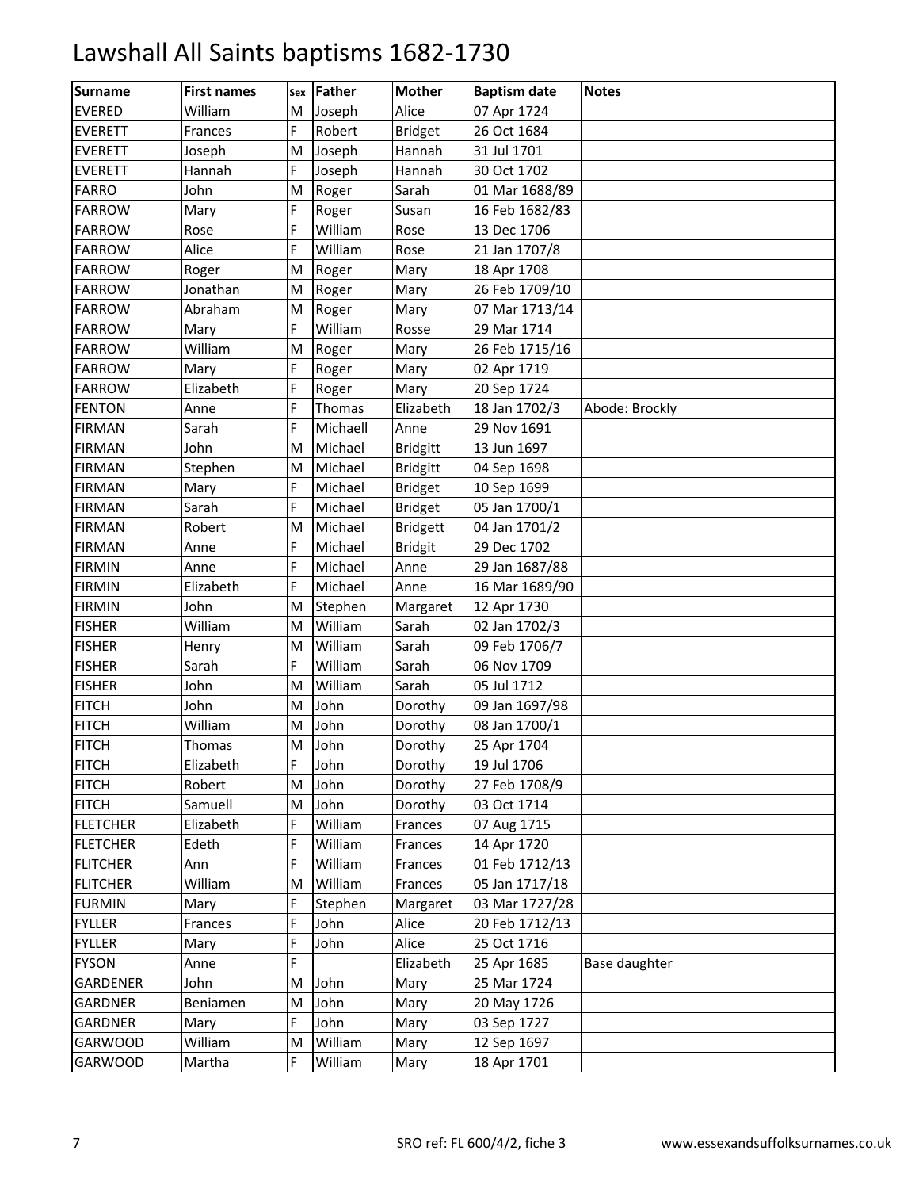# Lawshall All Saints baptisms 1682-1730

| Surname | First names | Sex | Father | Mother | Baptism date | Notes |
|---|---|---|---|---|---|---|
| EVERED | William | M | Joseph | Alice | 07 Apr 1724 | |
| EVERETT | Frances | F | Robert | Bridget | 26 Oct 1684 | |
| EVERETT | Joseph | M | Joseph | Hannah | 31 Jul 1701 | |
| EVERETT | Hannah | F | Joseph | Hannah | 30 Oct 1702 | |
| FARRO | John | M | Roger | Sarah | 01 Mar 1688/89 | |
| FARROW | Mary | F | Roger | Susan | 16 Feb 1682/83 | |
| FARROW | Rose | F | William | Rose | 13 Dec 1706 | |
| FARROW | Alice | F | William | Rose | 21 Jan 1707/8 | |
| FARROW | Roger | M | Roger | Mary | 18 Apr 1708 | |
| FARROW | Jonathan | M | Roger | Mary | 26 Feb 1709/10 | |
| FARROW | Abraham | M | Roger | Mary | 07 Mar 1713/14 | |
| FARROW | Mary | F | William | Rosse | 29 Mar 1714 | |
| FARROW | William | M | Roger | Mary | 26 Feb 1715/16 | |
| FARROW | Mary | F | Roger | Mary | 02 Apr 1719 | |
| FARROW | Elizabeth | F | Roger | Mary | 20 Sep 1724 | |
| FENTON | Anne | F | Thomas | Elizabeth | 18 Jan 1702/3 | Abode: Brockly |
| FIRMAN | Sarah | F | Michaell | Anne | 29 Nov 1691 | |
| FIRMAN | John | M | Michael | Bridgitt | 13 Jun 1697 | |
| FIRMAN | Stephen | M | Michael | Bridgitt | 04 Sep 1698 | |
| FIRMAN | Mary | F | Michael | Bridget | 10 Sep 1699 | |
| FIRMAN | Sarah | F | Michael | Bridget | 05 Jan 1700/1 | |
| FIRMAN | Robert | M | Michael | Bridgett | 04 Jan 1701/2 | |
| FIRMAN | Anne | F | Michael | Bridgit | 29 Dec 1702 | |
| FIRMIN | Anne | F | Michael | Anne | 29 Jan 1687/88 | |
| FIRMIN | Elizabeth | F | Michael | Anne | 16 Mar 1689/90 | |
| FIRMIN | John | M | Stephen | Margaret | 12 Apr 1730 | |
| FISHER | William | M | William | Sarah | 02 Jan 1702/3 | |
| FISHER | Henry | M | William | Sarah | 09 Feb 1706/7 | |
| FISHER | Sarah | F | William | Sarah | 06 Nov 1709 | |
| FISHER | John | M | William | Sarah | 05 Jul 1712 | |
| FITCH | John | M | John | Dorothy | 09 Jan 1697/98 | |
| FITCH | William | M | John | Dorothy | 08 Jan 1700/1 | |
| FITCH | Thomas | M | John | Dorothy | 25 Apr 1704 | |
| FITCH | Elizabeth | F | John | Dorothy | 19 Jul 1706 | |
| FITCH | Robert | M | John | Dorothy | 27 Feb 1708/9 | |
| FITCH | Samuell | M | John | Dorothy | 03 Oct 1714 | |
| FLETCHER | Elizabeth | F | William | Frances | 07 Aug 1715 | |
| FLETCHER | Edeth | F | William | Frances | 14 Apr 1720 | |
| FLITCHER | Ann | F | William | Frances | 01 Feb 1712/13 | |
| FLITCHER | William | M | William | Frances | 05 Jan 1717/18 | |
| FURMIN | Mary | F | Stephen | Margaret | 03 Mar 1727/28 | |
| FYLLER | Frances | F | John | Alice | 20 Feb 1712/13 | |
| FYLLER | Mary | F | John | Alice | 25 Oct 1716 | |
| FYSON | Anne | F | | Elizabeth | 25 Apr 1685 | Base daughter |
| GARDENER | John | M | John | Mary | 25 Mar 1724 | |
| GARDNER | Beniamen | M | John | Mary | 20 May 1726 | |
| GARDNER | Mary | F | John | Mary | 03 Sep 1727 | |
| GARWOOD | William | M | William | Mary | 12 Sep 1697 | |
| GARWOOD | Martha | F | William | Mary | 18 Apr 1701 | |

SRO ref: FL 600/4/2, fiche 3 www.essexandsuffolksurnames.co.uk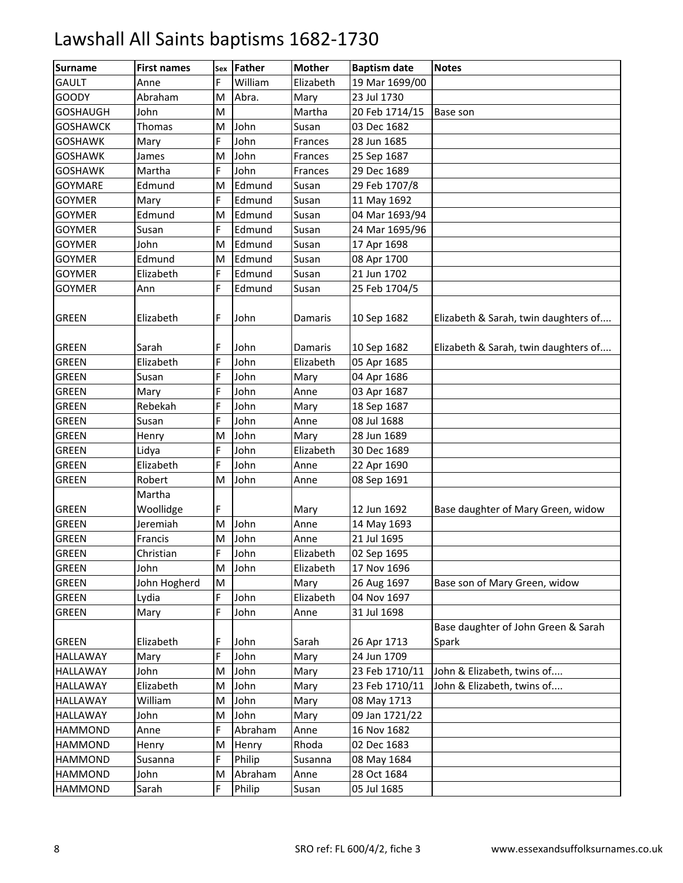# Lawshall All Saints baptisms 1682-1730

| Surname | First names | Sex | Father | Mother | Baptism date | Notes |
|---|---|---|---|---|---|---|
| GAULT | Anne | F | William | Elizabeth | 19 Mar 1699/00 | |
| GOODY | Abraham | M | Abra. | Mary | 23 Jul 1730 | |
| GOSHAUGH | John | M | | Martha | 20 Feb 1714/15 | Base son |
| GOSHAWCK | Thomas | M | John | Susan | 03 Dec 1682 | |
| GOSHAWK | Mary | F | John | Frances | 28 Jun 1685 | |
| GOSHAWK | James | M | John | Frances | 25 Sep 1687 | |
| GOSHAWK | Martha | F | John | Frances | 29 Dec 1689 | |
| GOYMARE | Edmund | M | Edmund | Susan | 29 Feb 1707/8 | |
| GOYMER | Mary | F | Edmund | Susan | 11 May 1692 | |
| GOYMER | Edmund | M | Edmund | Susan | 04 Mar 1693/94 | |
| GOYMER | Susan | F | Edmund | Susan | 24 Mar 1695/96 | |
| GOYMER | John | M | Edmund | Susan | 17 Apr 1698 | |
| GOYMER | Edmund | M | Edmund | Susan | 08 Apr 1700 | |
| GOYMER | Elizabeth | F | Edmund | Susan | 21 Jun 1702 | |
| GOYMER | Ann | F | Edmund | Susan | 25 Feb 1704/5 | |
| GREEN | Elizabeth | F | John | Damaris | 10 Sep 1682 | Elizabeth & Sarah, twin daughters of.... |
| GREEN | Sarah | F | John | Damaris | 10 Sep 1682 | Elizabeth & Sarah, twin daughters of.... |
| GREEN | Elizabeth | F | John | Elizabeth | 05 Apr 1685 | |
| GREEN | Susan | F | John | Mary | 04 Apr 1686 | |
| GREEN | Mary | F | John | Anne | 03 Apr 1687 | |
| GREEN | Rebekah | F | John | Mary | 18 Sep 1687 | |
| GREEN | Susan | F | John | Anne | 08 Jul 1688 | |
| GREEN | Henry | M | John | Mary | 28 Jun 1689 | |
| GREEN | Lidya | F | John | Elizabeth | 30 Dec 1689 | |
| GREEN | Elizabeth | F | John | Anne | 22 Apr 1690 | |
| GREEN | Robert | M | John | Anne | 08 Sep 1691 | |
| GREEN | Martha Woollidge | F | | Mary | 12 Jun 1692 | Base daughter of Mary Green, widow |
| GREEN | Jeremiah | M | John | Anne | 14 May 1693 | |
| GREEN | Francis | M | John | Anne | 21 Jul 1695 | |
| GREEN | Christian | F | John | Elizabeth | 02 Sep 1695 | |
| GREEN | John | M | John | Elizabeth | 17 Nov 1696 | |
| GREEN | John Hogherd | M | | Mary | 26 Aug 1697 | Base son of Mary Green, widow |
| GREEN | Lydia | F | John | Elizabeth | 04 Nov 1697 | |
| GREEN | Mary | F | John | Anne | 31 Jul 1698 | |
| GREEN | Elizabeth | F | John | Sarah | 26 Apr 1713 | Base daughter of John Green & Sarah Spark |
| HALLAWAY | Mary | F | John | Mary | 24 Jun 1709 | |
| HALLAWAY | John | M | John | Mary | 23 Feb 1710/11 | John & Elizabeth, twins of.... |
| HALLAWAY | Elizabeth | M | John | Mary | 23 Feb 1710/11 | John & Elizabeth, twins of.... |
| HALLAWAY | William | M | John | Mary | 08 May 1713 | |
| HALLAWAY | John | M | John | Mary | 09 Jan 1721/22 | |
| HAMMOND | Anne | F | Abraham | Anne | 16 Nov 1682 | |
| HAMMOND | Henry | M | Henry | Rhoda | 02 Dec 1683 | |
| HAMMOND | Susanna | F | Philip | Susanna | 08 May 1684 | |
| HAMMOND | John | M | Abraham | Anne | 28 Oct 1684 | |
| HAMMOND | Sarah | F | Philip | Susan | 05 Jul 1685 | |

SRO ref: FL 600/4/2, fiche 3

www.essexandsuffolksurnames.co.uk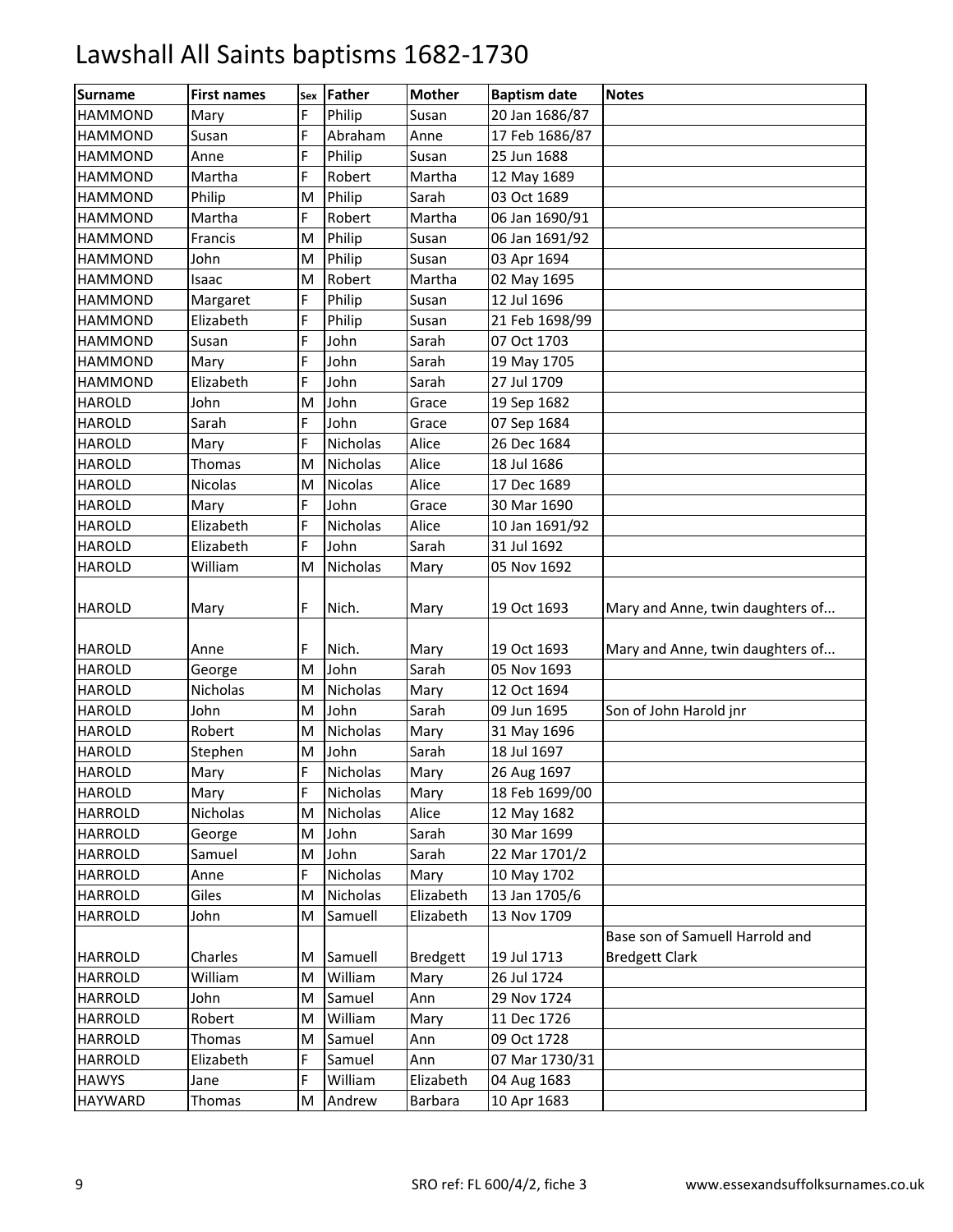# Lawshall All Saints baptisms 1682-1730

| Surname | First names | Sex | Father | Mother | Baptism date | Notes |
|---|---|---|---|---|---|---|
| HAMMOND | Mary | F | Philip | Susan | 20 Jan 1686/87 | |
| HAMMOND | Susan | F | Abraham | Anne | 17 Feb 1686/87 | |
| HAMMOND | Anne | F | Philip | Susan | 25 Jun 1688 | |
| HAMMOND | Martha | F | Robert | Martha | 12 May 1689 | |
| HAMMOND | Philip | M | Philip | Sarah | 03 Oct 1689 | |
| HAMMOND | Martha | F | Robert | Martha | 06 Jan 1690/91 | |
| HAMMOND | Francis | M | Philip | Susan | 06 Jan 1691/92 | |
| HAMMOND | John | M | Philip | Susan | 03 Apr 1694 | |
| HAMMOND | Isaac | M | Robert | Martha | 02 May 1695 | |
| HAMMOND | Margaret | F | Philip | Susan | 12 Jul 1696 | |
| HAMMOND | Elizabeth | F | Philip | Susan | 21 Feb 1698/99 | |
| HAMMOND | Susan | F | John | Sarah | 07 Oct 1703 | |
| HAMMOND | Mary | F | John | Sarah | 19 May 1705 | |
| HAMMOND | Elizabeth | F | John | Sarah | 27 Jul 1709 | |
| HAROLD | John | M | John | Grace | 19 Sep 1682 | |
| HAROLD | Sarah | F | John | Grace | 07 Sep 1684 | |
| HAROLD | Mary | F | Nicholas | Alice | 26 Dec 1684 | |
| HAROLD | Thomas | M | Nicholas | Alice | 18 Jul 1686 | |
| HAROLD | Nicolas | M | Nicolas | Alice | 17 Dec 1689 | |
| HAROLD | Mary | F | John | Grace | 30 Mar 1690 | |
| HAROLD | Elizabeth | F | Nicholas | Alice | 10 Jan 1691/92 | |
| HAROLD | Elizabeth | F | John | Sarah | 31 Jul 1692 | |
| HAROLD | William | M | Nicholas | Mary | 05 Nov 1692 | |
| HAROLD | Mary | F | Nich. | Mary | 19 Oct 1693 | Mary and Anne, twin daughters of... |
| HAROLD | Anne | F | Nich. | Mary | 19 Oct 1693 | Mary and Anne, twin daughters of... |
| HAROLD | George | M | John | Sarah | 05 Nov 1693 | |
| HAROLD | Nicholas | M | Nicholas | Mary | 12 Oct 1694 | |
| HAROLD | John | M | John | Sarah | 09 Jun 1695 | Son of John Harold jnr |
| HAROLD | Robert | M | Nicholas | Mary | 31 May 1696 | |
| HAROLD | Stephen | M | John | Sarah | 18 Jul 1697 | |
| HAROLD | Mary | F | Nicholas | Mary | 26 Aug 1697 | |
| HAROLD | Mary | F | Nicholas | Mary | 18 Feb 1699/00 | |
| HARROLD | Nicholas | M | Nicholas | Alice | 12 May 1682 | |
| HARROLD | George | M | John | Sarah | 30 Mar 1699 | |
| HARROLD | Samuel | M | John | Sarah | 22 Mar 1701/2 | |
| HARROLD | Anne | F | Nicholas | Mary | 10 May 1702 | |
| HARROLD | Giles | M | Nicholas | Elizabeth | 13 Jan 1705/6 | |
| HARROLD | John | M | Samuell | Elizabeth | 13 Nov 1709 | |
| HARROLD | Charles | M | Samuell | Bredgett | 19 Jul 1713 | Base son of Samuell Harrold and Bredgett Clark |
| HARROLD | William | M | William | Mary | 26 Jul 1724 | |
| HARROLD | John | M | Samuel | Ann | 29 Nov 1724 | |
| HARROLD | Robert | M | William | Mary | 11 Dec 1726 | |
| HARROLD | Thomas | M | Samuel | Ann | 09 Oct 1728 | |
| HARROLD | Elizabeth | F | Samuel | Ann | 07 Mar 1730/31 | |
| HAWYS | Jane | F | William | Elizabeth | 04 Aug 1683 | |
| HAYWARD | Thomas | M | Andrew | Barbara | 10 Apr 1683 | |

SRO ref: FL 600/4/2, fiche 3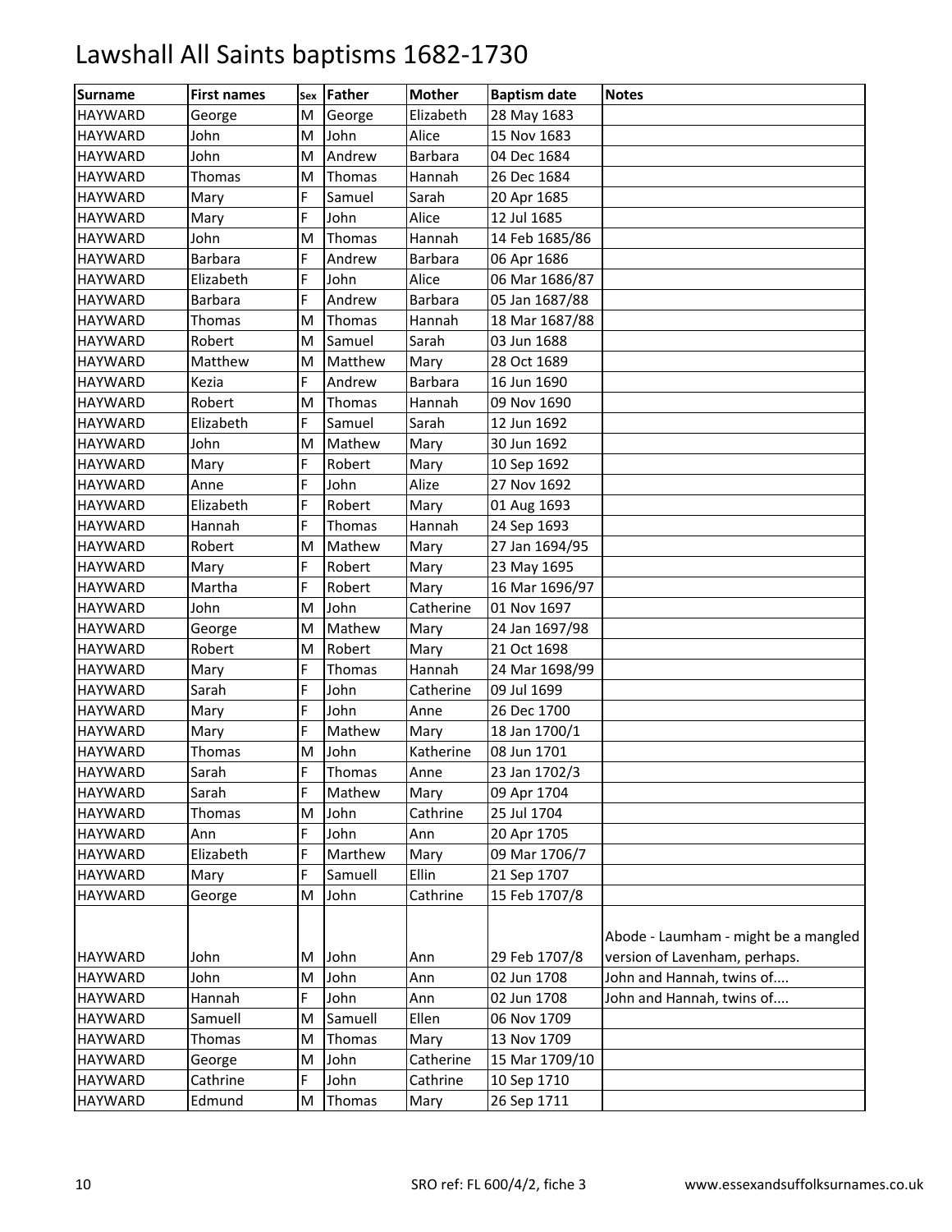# Lawshall All Saints baptisms 1682-1730

| Surname | First names | Sex | Father | Mother | Baptism date | Notes |
|---|---|---|---|---|---|---|
| HAYWARD | George | M | George | Elizabeth | 28 May 1683 | |
| HAYWARD | John | M | John | Alice | 15 Nov 1683 | |
| HAYWARD | John | M | Andrew | Barbara | 04 Dec 1684 | |
| HAYWARD | Thomas | M | Thomas | Hannah | 26 Dec 1684 | |
| HAYWARD | Mary | F | Samuel | Sarah | 20 Apr 1685 | |
| HAYWARD | Mary | F | John | Alice | 12 Jul 1685 | |
| HAYWARD | John | M | Thomas | Hannah | 14 Feb 1685/86 | |
| HAYWARD | Barbara | F | Andrew | Barbara | 06 Apr 1686 | |
| HAYWARD | Elizabeth | F | John | Alice | 06 Mar 1686/87 | |
| HAYWARD | Barbara | F | Andrew | Barbara | 05 Jan 1687/88 | |
| HAYWARD | Thomas | M | Thomas | Hannah | 18 Mar 1687/88 | |
| HAYWARD | Robert | M | Samuel | Sarah | 03 Jun 1688 | |
| HAYWARD | Matthew | M | Matthew | Mary | 28 Oct 1689 | |
| HAYWARD | Kezia | F | Andrew | Barbara | 16 Jun 1690 | |
| HAYWARD | Robert | M | Thomas | Hannah | 09 Nov 1690 | |
| HAYWARD | Elizabeth | F | Samuel | Sarah | 12 Jun 1692 | |
| HAYWARD | John | M | Mathew | Mary | 30 Jun 1692 | |
| HAYWARD | Mary | F | Robert | Mary | 10 Sep 1692 | |
| HAYWARD | Anne | F | John | Alize | 27 Nov 1692 | |
| HAYWARD | Elizabeth | F | Robert | Mary | 01 Aug 1693 | |
| HAYWARD | Hannah | F | Thomas | Hannah | 24 Sep 1693 | |
| HAYWARD | Robert | M | Mathew | Mary | 27 Jan 1694/95 | |
| HAYWARD | Mary | F | Robert | Mary | 23 May 1695 | |
| HAYWARD | Martha | F | Robert | Mary | 16 Mar 1696/97 | |
| HAYWARD | John | M | John | Catherine | 01 Nov 1697 | |
| HAYWARD | George | M | Mathew | Mary | 24 Jan 1697/98 | |
| HAYWARD | Robert | M | Robert | Mary | 21 Oct 1698 | |
| HAYWARD | Mary | F | Thomas | Hannah | 24 Mar 1698/99 | |
| HAYWARD | Sarah | F | John | Catherine | 09 Jul 1699 | |
| HAYWARD | Mary | F | John | Anne | 26 Dec 1700 | |
| HAYWARD | Mary | F | Mathew | Mary | 18 Jan 1700/1 | |
| HAYWARD | Thomas | M | John | Katherine | 08 Jun 1701 | |
| HAYWARD | Sarah | F | Thomas | Anne | 23 Jan 1702/3 | |
| HAYWARD | Sarah | F | Mathew | Mary | 09 Apr 1704 | |
| HAYWARD | Thomas | M | John | Cathrine | 25 Jul 1704 | |
| HAYWARD | Ann | F | John | Ann | 20 Apr 1705 | |
| HAYWARD | Elizabeth | F | Marthew | Mary | 09 Mar 1706/7 | |
| HAYWARD | Mary | F | Samuell | Ellin | 21 Sep 1707 | |
| HAYWARD | George | M | John | Cathrine | 15 Feb 1707/8 | |
| HAYWARD | John | M | John | Ann | 29 Feb 1707/8 | Abode - Laumham - might be a mangled version of Lavenham, perhaps. |
| HAYWARD | John | M | John | Ann | 02 Jun 1708 | John and Hannah, twins of.... |
| HAYWARD | Hannah | F | John | Ann | 02 Jun 1708 | John and Hannah, twins of.... |
| HAYWARD | Samuell | M | Samuell | Ellen | 06 Nov 1709 | |
| HAYWARD | Thomas | M | Thomas | Mary | 13 Nov 1709 | |
| HAYWARD | George | M | John | Catherine | 15 Mar 1709/10 | |
| HAYWARD | Cathrine | F | John | Cathrine | 10 Sep 1710 | |
| HAYWARD | Edmund | M | Thomas | Mary | 26 Sep 1711 | |

SRO ref: FL 600/4/2, fiche 3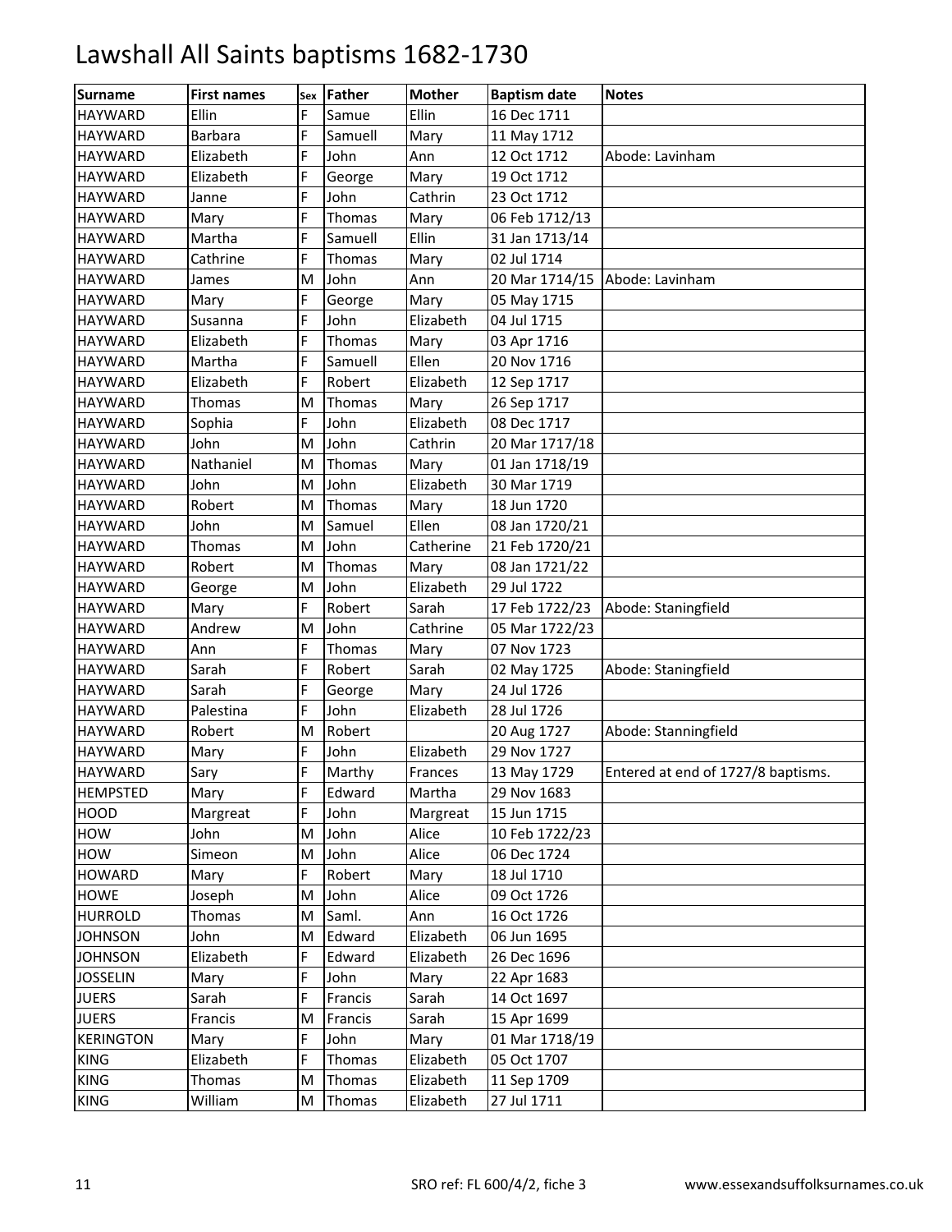# Lawshall All Saints baptisms 1682-1730

| Surname | First names | Sex | Father | Mother | Baptism date | Notes |
|---|---|---|---|---|---|---|
| HAYWARD | Ellin | F | Samue | Ellin | 16 Dec 1711 | |
| HAYWARD | Barbara | F | Samuell | Mary | 11 May 1712 | |
| HAYWARD | Elizabeth | F | John | Ann | 12 Oct 1712 | Abode: Lavinham |
| HAYWARD | Elizabeth | F | George | Mary | 19 Oct 1712 | |
| HAYWARD | Janne | F | John | Cathrin | 23 Oct 1712 | |
| HAYWARD | Mary | F | Thomas | Mary | 06 Feb 1712/13 | |
| HAYWARD | Martha | F | Samuell | Ellin | 31 Jan 1713/14 | |
| HAYWARD | Cathrine | F | Thomas | Mary | 02 Jul 1714 | |
| HAYWARD | James | M | John | Ann | 20 Mar 1714/15 | Abode: Lavinham |
| HAYWARD | Mary | F | George | Mary | 05 May 1715 | |
| HAYWARD | Susanna | F | John | Elizabeth | 04 Jul 1715 | |
| HAYWARD | Elizabeth | F | Thomas | Mary | 03 Apr 1716 | |
| HAYWARD | Martha | F | Samuell | Ellen | 20 Nov 1716 | |
| HAYWARD | Elizabeth | F | Robert | Elizabeth | 12 Sep 1717 | |
| HAYWARD | Thomas | M | Thomas | Mary | 26 Sep 1717 | |
| HAYWARD | Sophia | F | John | Elizabeth | 08 Dec 1717 | |
| HAYWARD | John | M | John | Cathrin | 20 Mar 1717/18 | |
| HAYWARD | Nathaniel | M | Thomas | Mary | 01 Jan 1718/19 | |
| HAYWARD | John | M | John | Elizabeth | 30 Mar 1719 | |
| HAYWARD | Robert | M | Thomas | Mary | 18 Jun 1720 | |
| HAYWARD | John | M | Samuel | Ellen | 08 Jan 1720/21 | |
| HAYWARD | Thomas | M | John | Catherine | 21 Feb 1720/21 | |
| HAYWARD | Robert | M | Thomas | Mary | 08 Jan 1721/22 | |
| HAYWARD | George | M | John | Elizabeth | 29 Jul 1722 | |
| HAYWARD | Mary | F | Robert | Sarah | 17 Feb 1722/23 | Abode: Staningfield |
| HAYWARD | Andrew | M | John | Cathrine | 05 Mar 1722/23 | |
| HAYWARD | Ann | F | Thomas | Mary | 07 Nov 1723 | |
| HAYWARD | Sarah | F | Robert | Sarah | 02 May 1725 | Abode: Staningfield |
| HAYWARD | Sarah | F | George | Mary | 24 Jul 1726 | |
| HAYWARD | Palestina | F | John | Elizabeth | 28 Jul 1726 | |
| HAYWARD | Robert | M | Robert | | 20 Aug 1727 | Abode: Stanningfield |
| HAYWARD | Mary | F | John | Elizabeth | 29 Nov 1727 | |
| HAYWARD | Sary | F | Marthy | Frances | 13 May 1729 | Entered at end of 1727/8 baptisms. |
| HEMPSTED | Mary | F | Edward | Martha | 29 Nov 1683 | |
| HOOD | Margreat | F | John | Margreat | 15 Jun 1715 | |
| HOW | John | M | John | Alice | 10 Feb 1722/23 | |
| HOW | Simeon | M | John | Alice | 06 Dec 1724 | |
| HOWARD | Mary | F | Robert | Mary | 18 Jul 1710 | |
| HOWE | Joseph | M | John | Alice | 09 Oct 1726 | |
| HURROLD | Thomas | M | Saml. | Ann | 16 Oct 1726 | |
| JOHNSON | John | M | Edward | Elizabeth | 06 Jun 1695 | |
| JOHNSON | Elizabeth | F | Edward | Elizabeth | 26 Dec 1696 | |
| JOSSELIN | Mary | F | John | Mary | 22 Apr 1683 | |
| JUERS | Sarah | F | Francis | Sarah | 14 Oct 1697 | |
| JUERS | Francis | M | Francis | Sarah | 15 Apr 1699 | |
| KERINGTON | Mary | F | John | Mary | 01 Mar 1718/19 | |
| KING | Elizabeth | F | Thomas | Elizabeth | 05 Oct 1707 | |
| KING | Thomas | M | Thomas | Elizabeth | 11 Sep 1709 | |
| KING | William | M | Thomas | Elizabeth | 27 Jul 1711 | |

SRO ref: FL 600/4/2, fiche 3 www.essexandsuffolksurnames.co.uk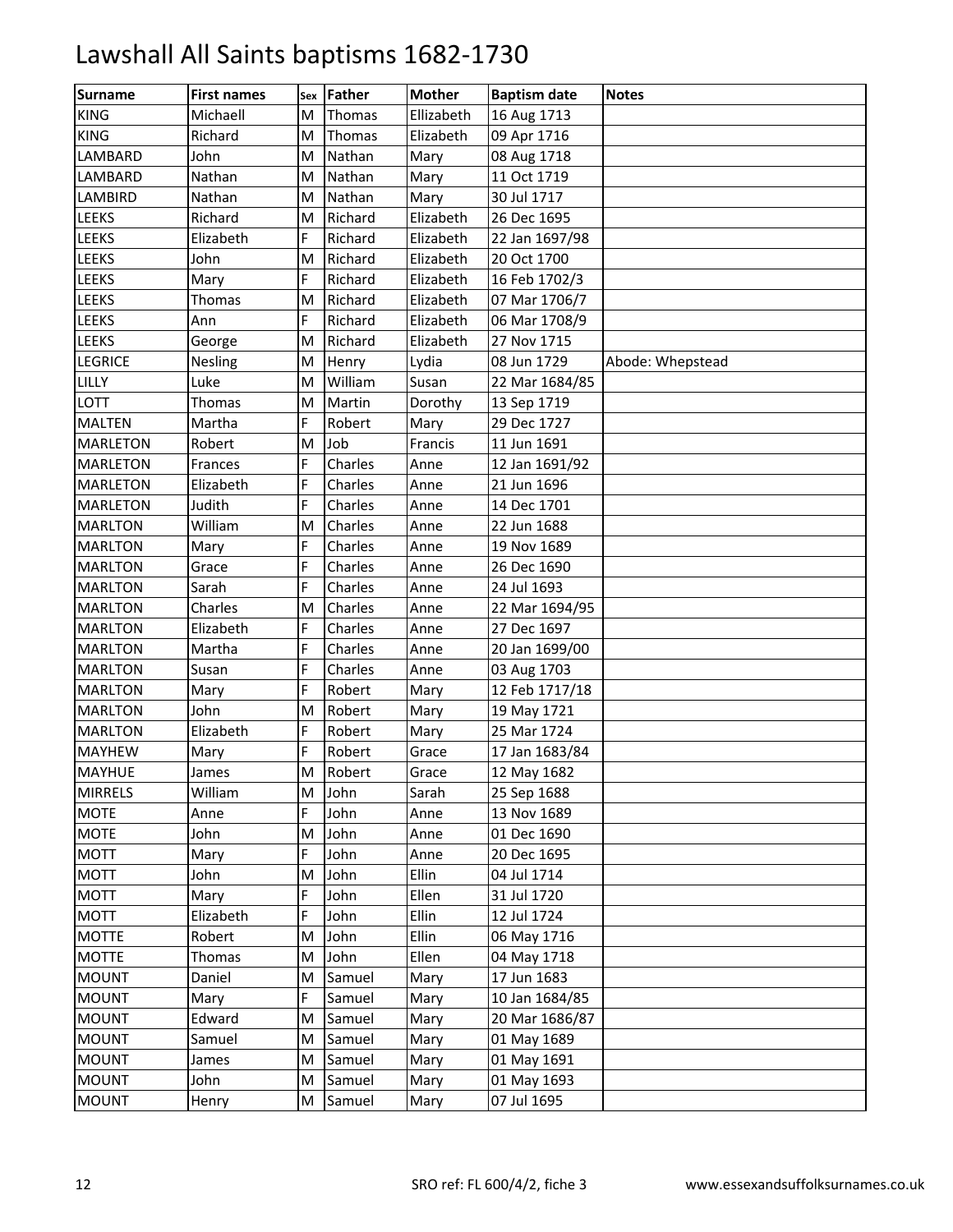# Lawshall All Saints baptisms 1682-1730

| Surname | First names | Sex | Father | Mother | Baptism date | Notes |
|---|---|---|---|---|---|---|
| KING | Michaell | M | Thomas | Ellizabeth | 16 Aug 1713 | |
| KING | Richard | M | Thomas | Elizabeth | 09 Apr 1716 | |
| LAMBARD | John | M | Nathan | Mary | 08 Aug 1718 | |
| LAMBARD | Nathan | M | Nathan | Mary | 11 Oct 1719 | |
| LAMBIRD | Nathan | M | Nathan | Mary | 30 Jul 1717 | |
| LEEKS | Richard | M | Richard | Elizabeth | 26 Dec 1695 | |
| LEEKS | Elizabeth | F | Richard | Elizabeth | 22 Jan 1697/98 | |
| LEEKS | John | M | Richard | Elizabeth | 20 Oct 1700 | |
| LEEKS | Mary | F | Richard | Elizabeth | 16 Feb 1702/3 | |
| LEEKS | Thomas | M | Richard | Elizabeth | 07 Mar 1706/7 | |
| LEEKS | Ann | F | Richard | Elizabeth | 06 Mar 1708/9 | |
| LEEKS | George | M | Richard | Elizabeth | 27 Nov 1715 | |
| LEGRICE | Nesling | M | Henry | Lydia | 08 Jun 1729 | Abode: Whepstead |
| LILLY | Luke | M | William | Susan | 22 Mar 1684/85 | |
| LOTT | Thomas | M | Martin | Dorothy | 13 Sep 1719 | |
| MALTEN | Martha | F | Robert | Mary | 29 Dec 1727 | |
| MARLETON | Robert | M | Job | Francis | 11 Jun 1691 | |
| MARLETON | Frances | F | Charles | Anne | 12 Jan 1691/92 | |
| MARLETON | Elizabeth | F | Charles | Anne | 21 Jun 1696 | |
| MARLETON | Judith | F | Charles | Anne | 14 Dec 1701 | |
| MARLTON | William | M | Charles | Anne | 22 Jun 1688 | |
| MARLTON | Mary | F | Charles | Anne | 19 Nov 1689 | |
| MARLTON | Grace | F | Charles | Anne | 26 Dec 1690 | |
| MARLTON | Sarah | F | Charles | Anne | 24 Jul 1693 | |
| MARLTON | Charles | M | Charles | Anne | 22 Mar 1694/95 | |
| MARLTON | Elizabeth | F | Charles | Anne | 27 Dec 1697 | |
| MARLTON | Martha | F | Charles | Anne | 20 Jan 1699/00 | |
| MARLTON | Susan | F | Charles | Anne | 03 Aug 1703 | |
| MARLTON | Mary | F | Robert | Mary | 12 Feb 1717/18 | |
| MARLTON | John | M | Robert | Mary | 19 May 1721 | |
| MARLTON | Elizabeth | F | Robert | Mary | 25 Mar 1724 | |
| MAYHEW | Mary | F | Robert | Grace | 17 Jan 1683/84 | |
| MAYHUE | James | M | Robert | Grace | 12 May 1682 | |
| MIRRELS | William | M | John | Sarah | 25 Sep 1688 | |
| MOTE | Anne | F | John | Anne | 13 Nov 1689 | |
| MOTE | John | M | John | Anne | 01 Dec 1690 | |
| MOTT | Mary | F | John | Anne | 20 Dec 1695 | |
| MOTT | John | M | John | Ellin | 04 Jul 1714 | |
| MOTT | Mary | F | John | Ellen | 31 Jul 1720 | |
| MOTT | Elizabeth | F | John | Ellin | 12 Jul 1724 | |
| MOTTE | Robert | M | John | Ellin | 06 May 1716 | |
| MOTTE | Thomas | M | John | Ellen | 04 May 1718 | |
| MOUNT | Daniel | M | Samuel | Mary | 17 Jun 1683 | |
| MOUNT | Mary | F | Samuel | Mary | 10 Jan 1684/85 | |
| MOUNT | Edward | M | Samuel | Mary | 20 Mar 1686/87 | |
| MOUNT | Samuel | M | Samuel | Mary | 01 May 1689 | |
| MOUNT | James | M | Samuel | Mary | 01 May 1691 | |
| MOUNT | John | M | Samuel | Mary | 01 May 1693 | |
| MOUNT | Henry | M | Samuel | Mary | 07 Jul 1695 | |

SRO ref: FL 600/4/2, fiche 3 www.essexandsuffolksurnames.co.uk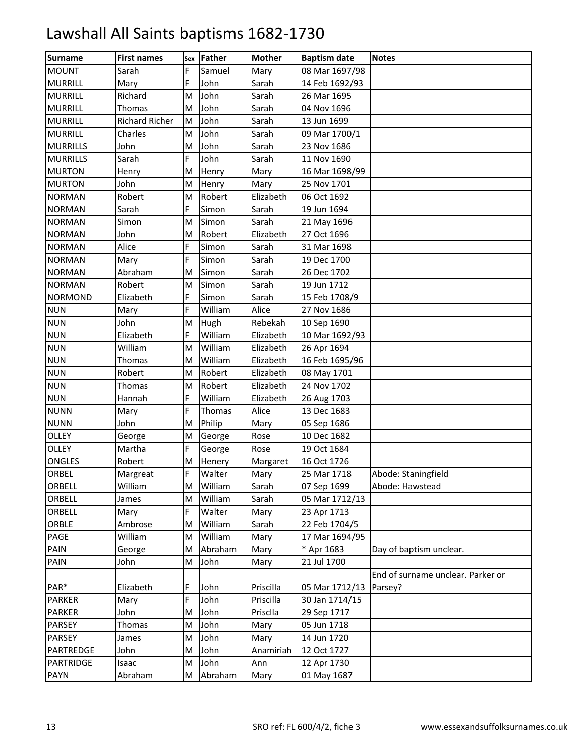# Lawshall All Saints baptisms 1682-1730

| Surname | First names | Sex | Father | Mother | Baptism date | Notes |
|---|---|---|---|---|---|---|
| MOUNT | Sarah | F | Samuel | Mary | 08 Mar 1697/98 | |
| MURRILL | Mary | F | John | Sarah | 14 Feb 1692/93 | |
| MURRILL | Richard | M | John | Sarah | 26 Mar 1695 | |
| MURRILL | Thomas | M | John | Sarah | 04 Nov 1696 | |
| MURRILL | Richard Richer | M | John | Sarah | 13 Jun 1699 | |
| MURRILL | Charles | M | John | Sarah | 09 Mar 1700/1 | |
| MURRILLS | John | M | John | Sarah | 23 Nov 1686 | |
| MURRILLS | Sarah | F | John | Sarah | 11 Nov 1690 | |
| MURTON | Henry | M | Henry | Mary | 16 Mar 1698/99 | |
| MURTON | John | M | Henry | Mary | 25 Nov 1701 | |
| NORMAN | Robert | M | Robert | Elizabeth | 06 Oct 1692 | |
| NORMAN | Sarah | F | Simon | Sarah | 19 Jun 1694 | |
| NORMAN | Simon | M | Simon | Sarah | 21 May 1696 | |
| NORMAN | John | M | Robert | Elizabeth | 27 Oct 1696 | |
| NORMAN | Alice | F | Simon | Sarah | 31 Mar 1698 | |
| NORMAN | Mary | F | Simon | Sarah | 19 Dec 1700 | |
| NORMAN | Abraham | M | Simon | Sarah | 26 Dec 1702 | |
| NORMAN | Robert | M | Simon | Sarah | 19 Jun 1712 | |
| NORMOND | Elizabeth | F | Simon | Sarah | 15 Feb 1708/9 | |
| NUN | Mary | F | William | Alice | 27 Nov 1686 | |
| NUN | John | M | Hugh | Rebekah | 10 Sep 1690 | |
| NUN | Elizabeth | F | William | Elizabeth | 10 Mar 1692/93 | |
| NUN | William | M | William | Elizabeth | 26 Apr 1694 | |
| NUN | Thomas | M | William | Elizabeth | 16 Feb 1695/96 | |
| NUN | Robert | M | Robert | Elizabeth | 08 May 1701 | |
| NUN | Thomas | M | Robert | Elizabeth | 24 Nov 1702 | |
| NUN | Hannah | F | William | Elizabeth | 26 Aug 1703 | |
| NUNN | Mary | F | Thomas | Alice | 13 Dec 1683 | |
| NUNN | John | M | Philip | Mary | 05 Sep 1686 | |
| OLLEY | George | M | George | Rose | 10 Dec 1682 | |
| OLLEY | Martha | F | George | Rose | 19 Oct 1684 | |
| ONGLES | Robert | M | Henery | Margaret | 16 Oct 1726 | |
| ORBEL | Margreat | F | Walter | Mary | 25 Mar 1718 | Abode: Staningfield |
| ORBELL | William | M | William | Sarah | 07 Sep 1699 | Abode: Hawstead |
| ORBELL | James | M | William | Sarah | 05 Mar 1712/13 | |
| ORBELL | Mary | F | Walter | Mary | 23 Apr 1713 | |
| ORBLE | Ambrose | M | William | Sarah | 22 Feb 1704/5 | |
| PAGE | William | M | William | Mary | 17 Mar 1694/95 | |
| PAIN | George | M | Abraham | Mary | * Apr 1683 | Day of baptism unclear. |
| PAIN | John | M | John | Mary | 21 Jul 1700 | |
| PAR* | Elizabeth | F | John | Priscilla | 05 Mar 1712/13 | End of surname unclear. Parker or Parsey? |
| PARKER | Mary | F | John | Priscilla | 30 Jan 1714/15 | |
| PARKER | John | M | John | Priscla | 29 Sep 1717 | |
| PARSEY | Thomas | M | John | Mary | 05 Jun 1718 | |
| PARSEY | James | M | John | Mary | 14 Jun 1720 | |
| PARTREDGE | John | M | John | Anamiriah | 12 Oct 1727 | |
| PARTRIDGE | Isaac | M | John | Ann | 12 Apr 1730 | |
| PAYN | Abraham | M | Abraham | Mary | 01 May 1687 | |

SRO ref: FL 600/4/2, fiche 3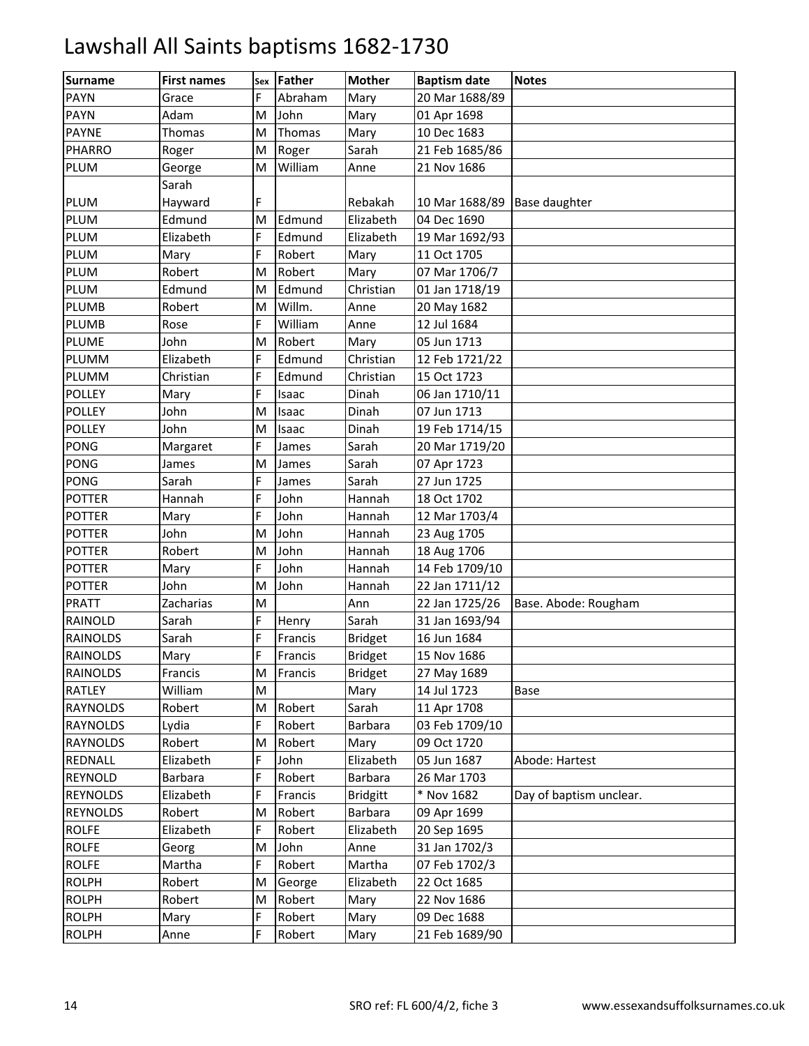# Lawshall All Saints baptisms 1682-1730

| Surname | First names | Sex | Father | Mother | Baptism date | Notes |
|---|---|---|---|---|---|---|
| PAYN | Grace | F | Abraham | Mary | 20 Mar 1688/89 | |
| PAYN | Adam | M | John | Mary | 01 Apr 1698 | |
| PAYNE | Thomas | M | Thomas | Mary | 10 Dec 1683 | |
| PHARRO | Roger | M | Roger | Sarah | 21 Feb 1685/86 | |
| PLUM | George | M | William | Anne | 21 Nov 1686 | |
| PLUM | Sarah Hayward | F | | Rebakah | 10 Mar 1688/89 | Base daughter |
| PLUM | Edmund | M | Edmund | Elizabeth | 04 Dec 1690 | |
| PLUM | Elizabeth | F | Edmund | Elizabeth | 19 Mar 1692/93 | |
| PLUM | Mary | F | Robert | Mary | 11 Oct 1705 | |
| PLUM | Robert | M | Robert | Mary | 07 Mar 1706/7 | |
| PLUM | Edmund | M | Edmund | Christian | 01 Jan 1718/19 | |
| PLUMB | Robert | M | Willm. | Anne | 20 May 1682 | |
| PLUMB | Rose | F | William | Anne | 12 Jul 1684 | |
| PLUME | John | M | Robert | Mary | 05 Jun 1713 | |
| PLUMM | Elizabeth | F | Edmund | Christian | 12 Feb 1721/22 | |
| PLUMM | Christian | F | Edmund | Christian | 15 Oct 1723 | |
| POLLEY | Mary | F | Isaac | Dinah | 06 Jan 1710/11 | |
| POLLEY | John | M | Isaac | Dinah | 07 Jun 1713 | |
| POLLEY | John | M | Isaac | Dinah | 19 Feb 1714/15 | |
| PONG | Margaret | F | James | Sarah | 20 Mar 1719/20 | |
| PONG | James | M | James | Sarah | 07 Apr 1723 | |
| PONG | Sarah | F | James | Sarah | 27 Jun 1725 | |
| POTTER | Hannah | F | John | Hannah | 18 Oct 1702 | |
| POTTER | Mary | F | John | Hannah | 12 Mar 1703/4 | |
| POTTER | John | M | John | Hannah | 23 Aug 1705 | |
| POTTER | Robert | M | John | Hannah | 18 Aug 1706 | |
| POTTER | Mary | F | John | Hannah | 14 Feb 1709/10 | |
| POTTER | John | M | John | Hannah | 22 Jan 1711/12 | |
| PRATT | Zacharias | M | | Ann | 22 Jan 1725/26 | Base. Abode: Rougham |
| RAINOLD | Sarah | F | Henry | Sarah | 31 Jan 1693/94 | |
| RAINOLDS | Sarah | F | Francis | Bridget | 16 Jun 1684 | |
| RAINOLDS | Mary | F | Francis | Bridget | 15 Nov 1686 | |
| RAINOLDS | Francis | M | Francis | Bridget | 27 May 1689 | |
| RATLEY | William | M | | Mary | 14 Jul 1723 | Base |
| RAYNOLDS | Robert | M | Robert | Sarah | 11 Apr 1708 | |
| RAYNOLDS | Lydia | F | Robert | Barbara | 03 Feb 1709/10 | |
| RAYNOLDS | Robert | M | Robert | Mary | 09 Oct 1720 | |
| REDNALL | Elizabeth | F | John | Elizabeth | 05 Jun 1687 | Abode: Hartest |
| REYNOLD | Barbara | F | Robert | Barbara | 26 Mar 1703 | |
| REYNOLDS | Elizabeth | F | Francis | Bridgitt | * Nov 1682 | Day of baptism unclear. |
| REYNOLDS | Robert | M | Robert | Barbara | 09 Apr 1699 | |
| ROLFE | Elizabeth | F | Robert | Elizabeth | 20 Sep 1695 | |
| ROLFE | Georg | M | John | Anne | 31 Jan 1702/3 | |
| ROLFE | Martha | F | Robert | Martha | 07 Feb 1702/3 | |
| ROLPH | Robert | M | George | Elizabeth | 22 Oct 1685 | |
| ROLPH | Robert | M | Robert | Mary | 22 Nov 1686 | |
| ROLPH | Mary | F | Robert | Mary | 09 Dec 1688 | |
| ROLPH | Anne | F | Robert | Mary | 21 Feb 1689/90 | |

SRO ref: FL 600/4/2, fiche 3 — www.essexandsuffolksurnames.co.uk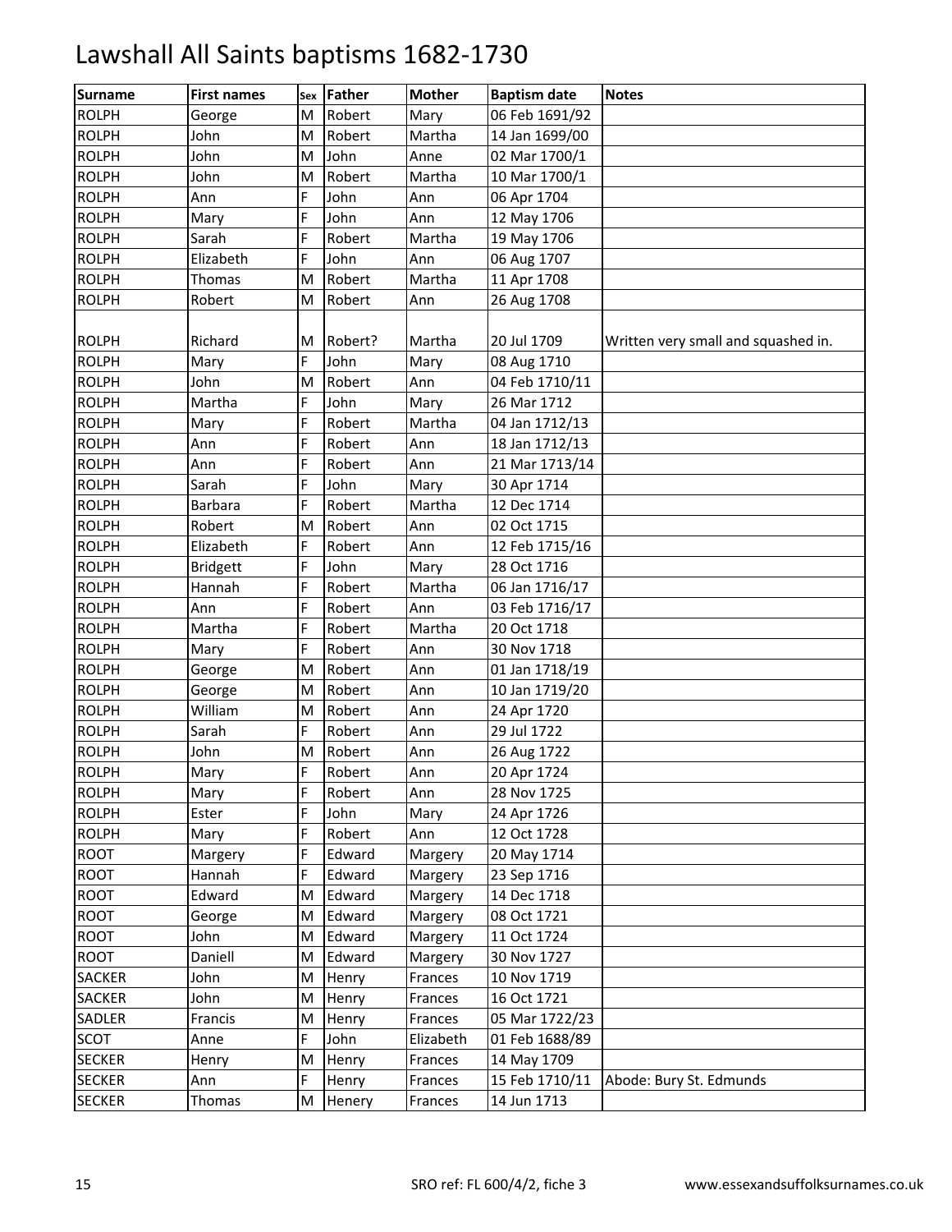# Lawshall All Saints baptisms 1682-1730

| Surname | First names | Sex | Father | Mother | Baptism date | Notes |
|---|---|---|---|---|---|---|
| ROLPH | George | M | Robert | Mary | 06 Feb 1691/92 | |
| ROLPH | John | M | Robert | Martha | 14 Jan 1699/00 | |
| ROLPH | John | M | John | Anne | 02 Mar 1700/1 | |
| ROLPH | John | M | Robert | Martha | 10 Mar 1700/1 | |
| ROLPH | Ann | F | John | Ann | 06 Apr 1704 | |
| ROLPH | Mary | F | John | Ann | 12 May 1706 | |
| ROLPH | Sarah | F | Robert | Martha | 19 May 1706 | |
| ROLPH | Elizabeth | F | John | Ann | 06 Aug 1707 | |
| ROLPH | Thomas | M | Robert | Martha | 11 Apr 1708 | |
| ROLPH | Robert | M | Robert | Ann | 26 Aug 1708 | |
| ROLPH | Richard | M | Robert? | Martha | 20 Jul 1709 | Written very small and squashed in. |
| ROLPH | Mary | F | John | Mary | 08 Aug 1710 | |
| ROLPH | John | M | Robert | Ann | 04 Feb 1710/11 | |
| ROLPH | Martha | F | John | Mary | 26 Mar 1712 | |
| ROLPH | Mary | F | Robert | Martha | 04 Jan 1712/13 | |
| ROLPH | Ann | F | Robert | Ann | 18 Jan 1712/13 | |
| ROLPH | Ann | F | Robert | Ann | 21 Mar 1713/14 | |
| ROLPH | Sarah | F | John | Mary | 30 Apr 1714 | |
| ROLPH | Barbara | F | Robert | Martha | 12 Dec 1714 | |
| ROLPH | Robert | M | Robert | Ann | 02 Oct 1715 | |
| ROLPH | Elizabeth | F | Robert | Ann | 12 Feb 1715/16 | |
| ROLPH | Bridgett | F | John | Mary | 28 Oct 1716 | |
| ROLPH | Hannah | F | Robert | Martha | 06 Jan 1716/17 | |
| ROLPH | Ann | F | Robert | Ann | 03 Feb 1716/17 | |
| ROLPH | Martha | F | Robert | Martha | 20 Oct 1718 | |
| ROLPH | Mary | F | Robert | Ann | 30 Nov 1718 | |
| ROLPH | George | M | Robert | Ann | 01 Jan 1718/19 | |
| ROLPH | George | M | Robert | Ann | 10 Jan 1719/20 | |
| ROLPH | William | M | Robert | Ann | 24 Apr 1720 | |
| ROLPH | Sarah | F | Robert | Ann | 29 Jul 1722 | |
| ROLPH | John | M | Robert | Ann | 26 Aug 1722 | |
| ROLPH | Mary | F | Robert | Ann | 20 Apr 1724 | |
| ROLPH | Mary | F | Robert | Ann | 28 Nov 1725 | |
| ROLPH | Ester | F | John | Mary | 24 Apr 1726 | |
| ROLPH | Mary | F | Robert | Ann | 12 Oct 1728 | |
| ROOT | Margery | F | Edward | Margery | 20 May 1714 | |
| ROOT | Hannah | F | Edward | Margery | 23 Sep 1716 | |
| ROOT | Edward | M | Edward | Margery | 14 Dec 1718 | |
| ROOT | George | M | Edward | Margery | 08 Oct 1721 | |
| ROOT | John | M | Edward | Margery | 11 Oct 1724 | |
| ROOT | Daniell | M | Edward | Margery | 30 Nov 1727 | |
| SACKER | John | M | Henry | Frances | 10 Nov 1719 | |
| SACKER | John | M | Henry | Frances | 16 Oct 1721 | |
| SADLER | Francis | M | Henry | Frances | 05 Mar 1722/23 | |
| SCOT | Anne | F | John | Elizabeth | 01 Feb 1688/89 | |
| SECKER | Henry | M | Henry | Frances | 14 May 1709 | |
| SECKER | Ann | F | Henry | Frances | 15 Feb 1710/11 | Abode: Bury St. Edmunds |
| SECKER | Thomas | M | Henery | Frances | 14 Jun 1713 | |

SRO ref: FL 600/4/2, fiche 3 www.essexandsuffolksurnames.co.uk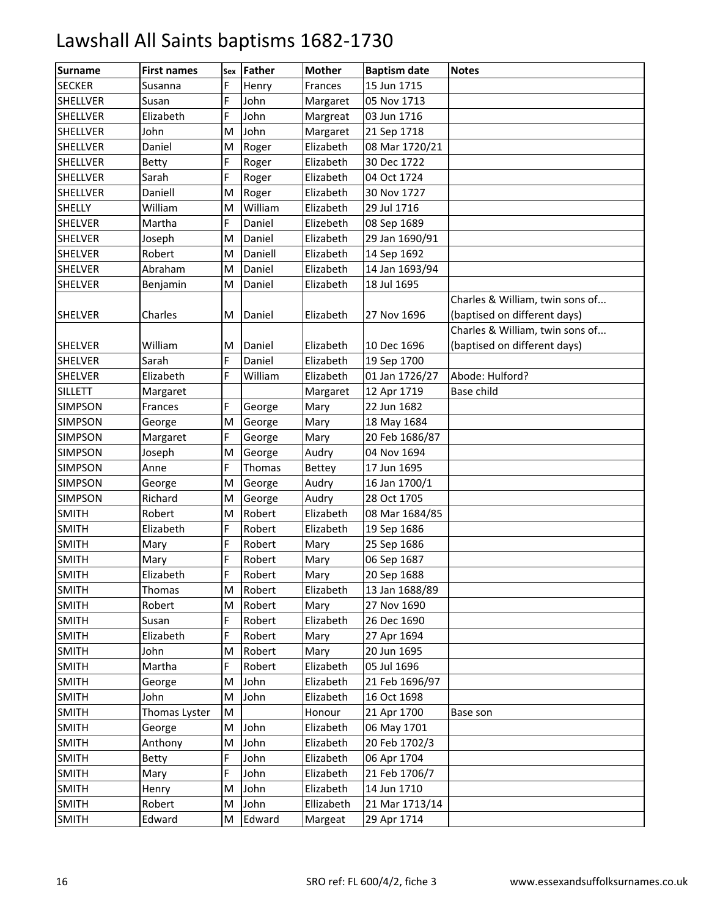# Lawshall All Saints baptisms 1682-1730

| Surname | First names | Sex | Father | Mother | Baptism date | Notes |
|---|---|---|---|---|---|---|
| SECKER | Susanna | F | Henry | Frances | 15 Jun 1715 | |
| SHELLVER | Susan | F | John | Margaret | 05 Nov 1713 | |
| SHELLVER | Elizabeth | F | John | Margreat | 03 Jun 1716 | |
| SHELLVER | John | M | John | Margaret | 21 Sep 1718 | |
| SHELLVER | Daniel | M | Roger | Elizabeth | 08 Mar 1720/21 | |
| SHELLVER | Betty | F | Roger | Elizabeth | 30 Dec 1722 | |
| SHELLVER | Sarah | F | Roger | Elizabeth | 04 Oct 1724 | |
| SHELLVER | Daniell | M | Roger | Elizabeth | 30 Nov 1727 | |
| SHELLY | William | M | William | Elizabeth | 29 Jul 1716 | |
| SHELVER | Martha | F | Daniel | Elizebeth | 08 Sep 1689 | |
| SHELVER | Joseph | M | Daniel | Elizabeth | 29 Jan 1690/91 | |
| SHELVER | Robert | M | Daniell | Elizabeth | 14 Sep 1692 | |
| SHELVER | Abraham | M | Daniel | Elizabeth | 14 Jan 1693/94 | |
| SHELVER | Benjamin | M | Daniel | Elizabeth | 18 Jul 1695 | |
| SHELVER | Charles | M | Daniel | Elizabeth | 27 Nov 1696 | Charles & William, twin sons of... (baptised on different days) |
| SHELVER | William | M | Daniel | Elizabeth | 10 Dec 1696 | Charles & William, twin sons of... (baptised on different days) |
| SHELVER | Sarah | F | Daniel | Elizabeth | 19 Sep 1700 | |
| SHELVER | Elizabeth | F | William | Elizabeth | 01 Jan 1726/27 | Abode: Hulford? |
| SILLETT | Margaret | | | Margaret | 12 Apr 1719 | Base child |
| SIMPSON | Frances | F | George | Mary | 22 Jun 1682 | |
| SIMPSON | George | M | George | Mary | 18 May 1684 | |
| SIMPSON | Margaret | F | George | Mary | 20 Feb 1686/87 | |
| SIMPSON | Joseph | M | George | Audry | 04 Nov 1694 | |
| SIMPSON | Anne | F | Thomas | Bettey | 17 Jun 1695 | |
| SIMPSON | George | M | George | Audry | 16 Jan 1700/1 | |
| SIMPSON | Richard | M | George | Audry | 28 Oct 1705 | |
| SMITH | Robert | M | Robert | Elizabeth | 08 Mar 1684/85 | |
| SMITH | Elizabeth | F | Robert | Elizabeth | 19 Sep 1686 | |
| SMITH | Mary | F | Robert | Mary | 25 Sep 1686 | |
| SMITH | Mary | F | Robert | Mary | 06 Sep 1687 | |
| SMITH | Elizabeth | F | Robert | Mary | 20 Sep 1688 | |
| SMITH | Thomas | M | Robert | Elizabeth | 13 Jan 1688/89 | |
| SMITH | Robert | M | Robert | Mary | 27 Nov 1690 | |
| SMITH | Susan | F | Robert | Elizabeth | 26 Dec 1690 | |
| SMITH | Elizabeth | F | Robert | Mary | 27 Apr 1694 | |
| SMITH | John | M | Robert | Mary | 20 Jun 1695 | |
| SMITH | Martha | F | Robert | Elizabeth | 05 Jul 1696 | |
| SMITH | George | M | John | Elizabeth | 21 Feb 1696/97 | |
| SMITH | John | M | John | Elizabeth | 16 Oct 1698 | |
| SMITH | Thomas Lyster | M | | Honour | 21 Apr 1700 | Base son |
| SMITH | George | M | John | Elizabeth | 06 May 1701 | |
| SMITH | Anthony | M | John | Elizabeth | 20 Feb 1702/3 | |
| SMITH | Betty | F | John | Elizabeth | 06 Apr 1704 | |
| SMITH | Mary | F | John | Elizabeth | 21 Feb 1706/7 | |
| SMITH | Henry | M | John | Elizabeth | 14 Jun 1710 | |
| SMITH | Robert | M | John | Ellizabeth | 21 Mar 1713/14 | |
| SMITH | Edward | M | Edward | Margeat | 29 Apr 1714 | |

SRO ref: FL 600/4/2, fiche 3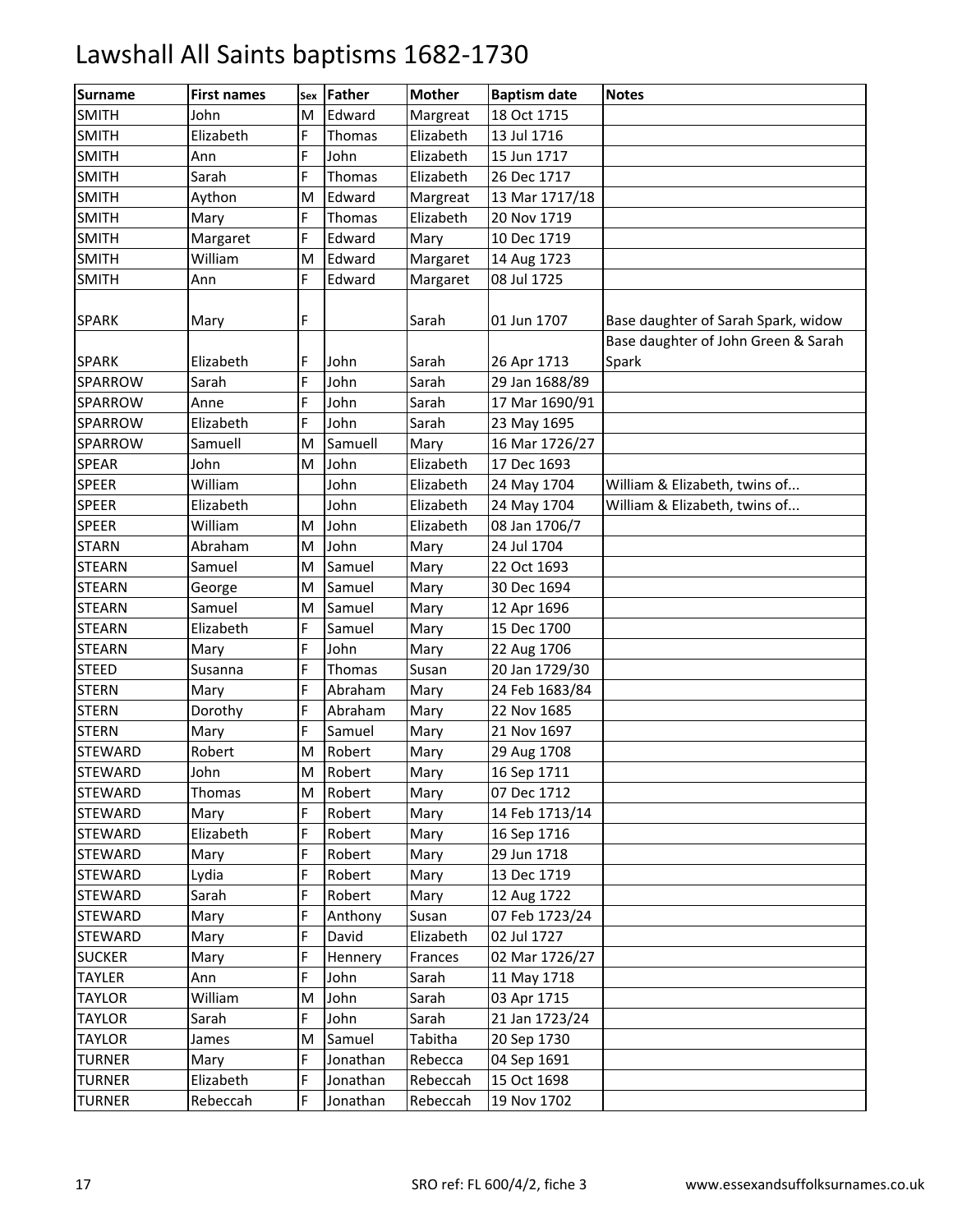# Lawshall All Saints baptisms 1682-1730

| Surname | First names | Sex | Father | Mother | Baptism date | Notes |
|---|---|---|---|---|---|---|
| SMITH | John | M | Edward | Margreat | 18 Oct 1715 | |
| SMITH | Elizabeth | F | Thomas | Elizabeth | 13 Jul 1716 | |
| SMITH | Ann | F | John | Elizabeth | 15 Jun 1717 | |
| SMITH | Sarah | F | Thomas | Elizabeth | 26 Dec 1717 | |
| SMITH | Aython | M | Edward | Margreat | 13 Mar 1717/18 | |
| SMITH | Mary | F | Thomas | Elizabeth | 20 Nov 1719 | |
| SMITH | Margaret | F | Edward | Mary | 10 Dec 1719 | |
| SMITH | William | M | Edward | Margaret | 14 Aug 1723 | |
| SMITH | Ann | F | Edward | Margaret | 08 Jul 1725 | |
| SPARK | Mary | F | | Sarah | 01 Jun 1707 | Base daughter of Sarah Spark, widow |
| SPARK | Elizabeth | F | John | Sarah | 26 Apr 1713 | Base daughter of John Green & Sarah Spark |
| SPARROW | Sarah | F | John | Sarah | 29 Jan 1688/89 | |
| SPARROW | Anne | F | John | Sarah | 17 Mar 1690/91 | |
| SPARROW | Elizabeth | F | John | Sarah | 23 May 1695 | |
| SPARROW | Samuell | M | Samuell | Mary | 16 Mar 1726/27 | |
| SPEAR | John | M | John | Elizabeth | 17 Dec 1693 | |
| SPEER | William | | John | Elizabeth | 24 May 1704 | William & Elizabeth, twins of... |
| SPEER | Elizabeth | | John | Elizabeth | 24 May 1704 | William & Elizabeth, twins of... |
| SPEER | William | M | John | Elizabeth | 08 Jan 1706/7 | |
| STARN | Abraham | M | John | Mary | 24 Jul 1704 | |
| STEARN | Samuel | M | Samuel | Mary | 22 Oct 1693 | |
| STEARN | George | M | Samuel | Mary | 30 Dec 1694 | |
| STEARN | Samuel | M | Samuel | Mary | 12 Apr 1696 | |
| STEARN | Elizabeth | F | Samuel | Mary | 15 Dec 1700 | |
| STEARN | Mary | F | John | Mary | 22 Aug 1706 | |
| STEED | Susanna | F | Thomas | Susan | 20 Jan 1729/30 | |
| STERN | Mary | F | Abraham | Mary | 24 Feb 1683/84 | |
| STERN | Dorothy | F | Abraham | Mary | 22 Nov 1685 | |
| STERN | Mary | F | Samuel | Mary | 21 Nov 1697 | |
| STEWARD | Robert | M | Robert | Mary | 29 Aug 1708 | |
| STEWARD | John | M | Robert | Mary | 16 Sep 1711 | |
| STEWARD | Thomas | M | Robert | Mary | 07 Dec 1712 | |
| STEWARD | Mary | F | Robert | Mary | 14 Feb 1713/14 | |
| STEWARD | Elizabeth | F | Robert | Mary | 16 Sep 1716 | |
| STEWARD | Mary | F | Robert | Mary | 29 Jun 1718 | |
| STEWARD | Lydia | F | Robert | Mary | 13 Dec 1719 | |
| STEWARD | Sarah | F | Robert | Mary | 12 Aug 1722 | |
| STEWARD | Mary | F | Anthony | Susan | 07 Feb 1723/24 | |
| STEWARD | Mary | F | David | Elizabeth | 02 Jul 1727 | |
| SUCKER | Mary | F | Hennery | Frances | 02 Mar 1726/27 | |
| TAYLER | Ann | F | John | Sarah | 11 May 1718 | |
| TAYLOR | William | M | John | Sarah | 03 Apr 1715 | |
| TAYLOR | Sarah | F | John | Sarah | 21 Jan 1723/24 | |
| TAYLOR | James | M | Samuel | Tabitha | 20 Sep 1730 | |
| TURNER | Mary | F | Jonathan | Rebecca | 04 Sep 1691 | |
| TURNER | Elizabeth | F | Jonathan | Rebeccah | 15 Oct 1698 | |
| TURNER | Rebeccah | F | Jonathan | Rebeccah | 19 Nov 1702 | |

SRO ref: FL 600/4/2, fiche 3 www.essexandsuffolksurnames.co.uk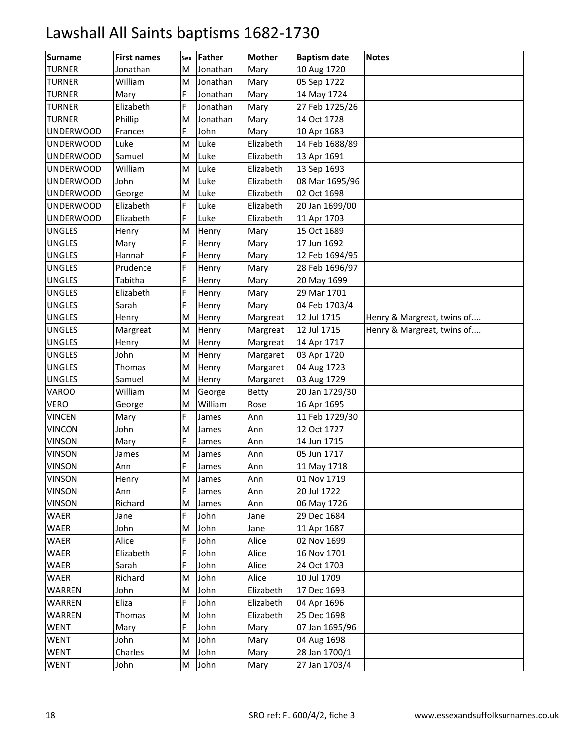# Lawshall All Saints baptisms 1682-1730

| Surname | First names | Sex | Father | Mother | Baptism date | Notes |
|---|---|---|---|---|---|---|
| TURNER | Jonathan | M | Jonathan | Mary | 10 Aug 1720 | |
| TURNER | William | M | Jonathan | Mary | 05 Sep 1722 | |
| TURNER | Mary | F | Jonathan | Mary | 14 May 1724 | |
| TURNER | Elizabeth | F | Jonathan | Mary | 27 Feb 1725/26 | |
| TURNER | Phillip | M | Jonathan | Mary | 14 Oct 1728 | |
| UNDERWOOD | Frances | F | John | Mary | 10 Apr 1683 | |
| UNDERWOOD | Luke | M | Luke | Elizabeth | 14 Feb 1688/89 | |
| UNDERWOOD | Samuel | M | Luke | Elizabeth | 13 Apr 1691 | |
| UNDERWOOD | William | M | Luke | Elizabeth | 13 Sep 1693 | |
| UNDERWOOD | John | M | Luke | Elizabeth | 08 Mar 1695/96 | |
| UNDERWOOD | George | M | Luke | Elizabeth | 02 Oct 1698 | |
| UNDERWOOD | Elizabeth | F | Luke | Elizabeth | 20 Jan 1699/00 | |
| UNDERWOOD | Elizabeth | F | Luke | Elizabeth | 11 Apr 1703 | |
| UNGLES | Henry | M | Henry | Mary | 15 Oct 1689 | |
| UNGLES | Mary | F | Henry | Mary | 17 Jun 1692 | |
| UNGLES | Hannah | F | Henry | Mary | 12 Feb 1694/95 | |
| UNGLES | Prudence | F | Henry | Mary | 28 Feb 1696/97 | |
| UNGLES | Tabitha | F | Henry | Mary | 20 May 1699 | |
| UNGLES | Elizabeth | F | Henry | Mary | 29 Mar 1701 | |
| UNGLES | Sarah | F | Henry | Mary | 04 Feb 1703/4 | |
| UNGLES | Henry | M | Henry | Margreat | 12 Jul 1715 | Henry & Margreat, twins of.... |
| UNGLES | Margreat | M | Henry | Margreat | 12 Jul 1715 | Henry & Margreat, twins of.... |
| UNGLES | Henry | M | Henry | Margreat | 14 Apr 1717 | |
| UNGLES | John | M | Henry | Margaret | 03 Apr 1720 | |
| UNGLES | Thomas | M | Henry | Margaret | 04 Aug 1723 | |
| UNGLES | Samuel | M | Henry | Margaret | 03 Aug 1729 | |
| VAROO | William | M | George | Betty | 20 Jan 1729/30 | |
| VERO | George | M | William | Rose | 16 Apr 1695 | |
| VINCEN | Mary | F | James | Ann | 11 Feb 1729/30 | |
| VINCON | John | M | James | Ann | 12 Oct 1727 | |
| VINSON | Mary | F | James | Ann | 14 Jun 1715 | |
| VINSON | James | M | James | Ann | 05 Jun 1717 | |
| VINSON | Ann | F | James | Ann | 11 May 1718 | |
| VINSON | Henry | M | James | Ann | 01 Nov 1719 | |
| VINSON | Ann | F | James | Ann | 20 Jul 1722 | |
| VINSON | Richard | M | James | Ann | 06 May 1726 | |
| WAER | Jane | F | John | Jane | 29 Dec 1684 | |
| WAER | John | M | John | Jane | 11 Apr 1687 | |
| WAER | Alice | F | John | Alice | 02 Nov 1699 | |
| WAER | Elizabeth | F | John | Alice | 16 Nov 1701 | |
| WAER | Sarah | F | John | Alice | 24 Oct 1703 | |
| WAER | Richard | M | John | Alice | 10 Jul 1709 | |
| WARREN | John | M | John | Elizabeth | 17 Dec 1693 | |
| WARREN | Eliza | F | John | Elizabeth | 04 Apr 1696 | |
| WARREN | Thomas | M | John | Elizabeth | 25 Dec 1698 | |
| WENT | Mary | F | John | Mary | 07 Jan 1695/96 | |
| WENT | John | M | John | Mary | 04 Aug 1698 | |
| WENT | Charles | M | John | Mary | 28 Jan 1700/1 | |
| WENT | John | M | John | Mary | 27 Jan 1703/4 | |

SRO ref: FL 600/4/2, fiche 3 www.essexandsuffolksurnames.co.uk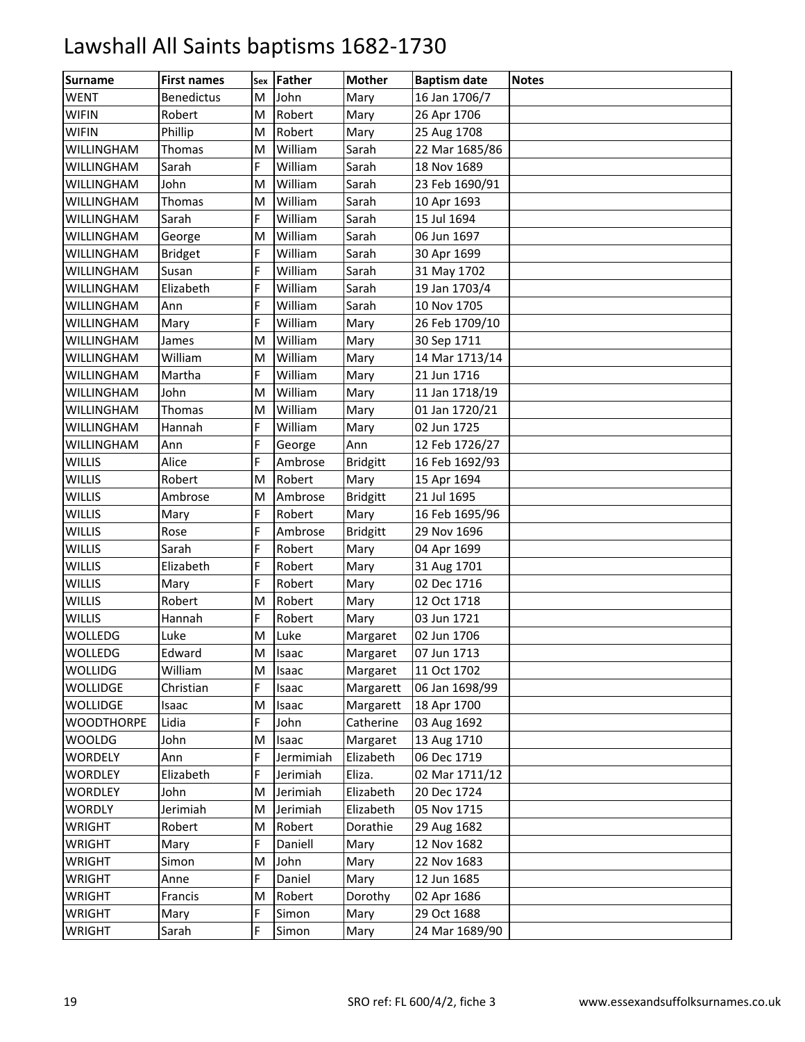# Lawshall All Saints baptisms 1682-1730

| Surname | First names | Sex | Father | Mother | Baptism date | Notes |
|---|---|---|---|---|---|---|
| WENT | Benedictus | M | John | Mary | 16 Jan 1706/7 | |
| WIFIN | Robert | M | Robert | Mary | 26 Apr 1706 | |
| WIFIN | Phillip | M | Robert | Mary | 25 Aug 1708 | |
| WILLINGHAM | Thomas | M | William | Sarah | 22 Mar 1685/86 | |
| WILLINGHAM | Sarah | F | William | Sarah | 18 Nov 1689 | |
| WILLINGHAM | John | M | William | Sarah | 23 Feb 1690/91 | |
| WILLINGHAM | Thomas | M | William | Sarah | 10 Apr 1693 | |
| WILLINGHAM | Sarah | F | William | Sarah | 15 Jul 1694 | |
| WILLINGHAM | George | M | William | Sarah | 06 Jun 1697 | |
| WILLINGHAM | Bridget | F | William | Sarah | 30 Apr 1699 | |
| WILLINGHAM | Susan | F | William | Sarah | 31 May 1702 | |
| WILLINGHAM | Elizabeth | F | William | Sarah | 19 Jan 1703/4 | |
| WILLINGHAM | Ann | F | William | Sarah | 10 Nov 1705 | |
| WILLINGHAM | Mary | F | William | Mary | 26 Feb 1709/10 | |
| WILLINGHAM | James | M | William | Mary | 30 Sep 1711 | |
| WILLINGHAM | William | M | William | Mary | 14 Mar 1713/14 | |
| WILLINGHAM | Martha | F | William | Mary | 21 Jun 1716 | |
| WILLINGHAM | John | M | William | Mary | 11 Jan 1718/19 | |
| WILLINGHAM | Thomas | M | William | Mary | 01 Jan 1720/21 | |
| WILLINGHAM | Hannah | F | William | Mary | 02 Jun 1725 | |
| WILLINGHAM | Ann | F | George | Ann | 12 Feb 1726/27 | |
| WILLIS | Alice | F | Ambrose | Bridgitt | 16 Feb 1692/93 | |
| WILLIS | Robert | M | Robert | Mary | 15 Apr 1694 | |
| WILLIS | Ambrose | M | Ambrose | Bridgitt | 21 Jul 1695 | |
| WILLIS | Mary | F | Robert | Mary | 16 Feb 1695/96 | |
| WILLIS | Rose | F | Ambrose | Bridgitt | 29 Nov 1696 | |
| WILLIS | Sarah | F | Robert | Mary | 04 Apr 1699 | |
| WILLIS | Elizabeth | F | Robert | Mary | 31 Aug 1701 | |
| WILLIS | Mary | F | Robert | Mary | 02 Dec 1716 | |
| WILLIS | Robert | M | Robert | Mary | 12 Oct 1718 | |
| WILLIS | Hannah | F | Robert | Mary | 03 Jun 1721 | |
| WOLLEDG | Luke | M | Luke | Margaret | 02 Jun 1706 | |
| WOLLEDG | Edward | M | Isaac | Margaret | 07 Jun 1713 | |
| WOLLIDG | William | M | Isaac | Margaret | 11 Oct 1702 | |
| WOLLIDGE | Christian | F | Isaac | Margarett | 06 Jan 1698/99 | |
| WOLLIDGE | Isaac | M | Isaac | Margarett | 18 Apr 1700 | |
| WOODTHORPE | Lidia | F | John | Catherine | 03 Aug 1692 | |
| WOOLDG | John | M | Isaac | Margaret | 13 Aug 1710 | |
| WORDELY | Ann | F | Jermimiah | Elizabeth | 06 Dec 1719 | |
| WORDLEY | Elizabeth | F | Jerimiah | Eliza. | 02 Mar 1711/12 | |
| WORDLEY | John | M | Jerimiah | Elizabeth | 20 Dec 1724 | |
| WORDLY | Jerimiah | M | Jerimiah | Elizabeth | 05 Nov 1715 | |
| WRIGHT | Robert | M | Robert | Dorathie | 29 Aug 1682 | |
| WRIGHT | Mary | F | Daniell | Mary | 12 Nov 1682 | |
| WRIGHT | Simon | M | John | Mary | 22 Nov 1683 | |
| WRIGHT | Anne | F | Daniel | Mary | 12 Jun 1685 | |
| WRIGHT | Francis | M | Robert | Dorothy | 02 Apr 1686 | |
| WRIGHT | Mary | F | Simon | Mary | 29 Oct 1688 | |
| WRIGHT | Sarah | F | Simon | Mary | 24 Mar 1689/90 | |

SRO ref: FL 600/4/2, fiche 3 www.essexandsuffolksurnames.co.uk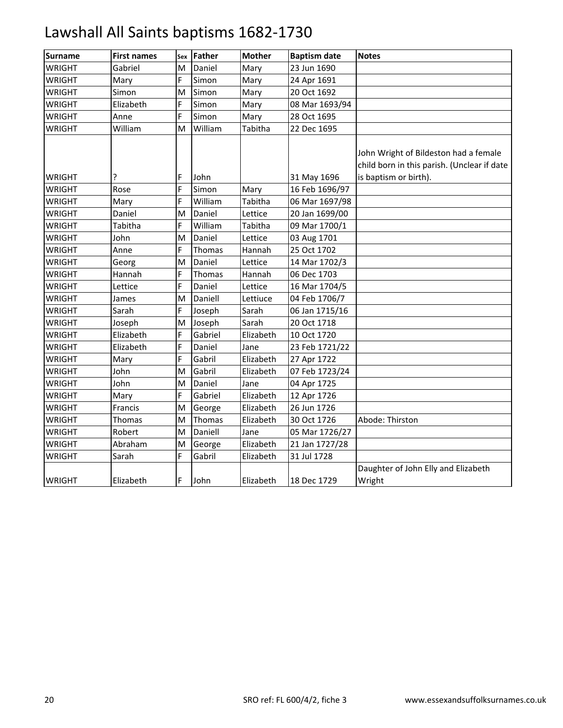# Lawshall All Saints baptisms 1682-1730

| Surname | First names | Sex | Father | Mother | Baptism date | Notes |
|---|---|---|---|---|---|---|
| WRIGHT | Gabriel | M | Daniel | Mary | 23 Jun 1690 | |
| WRIGHT | Mary | F | Simon | Mary | 24 Apr 1691 | |
| WRIGHT | Simon | M | Simon | Mary | 20 Oct 1692 | |
| WRIGHT | Elizabeth | F | Simon | Mary | 08 Mar 1693/94 | |
| WRIGHT | Anne | F | Simon | Mary | 28 Oct 1695 | |
| WRIGHT | William | M | William | Tabitha | 22 Dec 1695 | |
| WRIGHT | ? | F | John | | 31 May 1696 | John Wright of Bildeston had a female child born in this parish. (Unclear if date is baptism or birth). |
| WRIGHT | Rose | F | Simon | Mary | 16 Feb 1696/97 | |
| WRIGHT | Mary | F | William | Tabitha | 06 Mar 1697/98 | |
| WRIGHT | Daniel | M | Daniel | Lettice | 20 Jan 1699/00 | |
| WRIGHT | Tabitha | F | William | Tabitha | 09 Mar 1700/1 | |
| WRIGHT | John | M | Daniel | Lettice | 03 Aug 1701 | |
| WRIGHT | Anne | F | Thomas | Hannah | 25 Oct 1702 | |
| WRIGHT | Georg | M | Daniel | Lettice | 14 Mar 1702/3 | |
| WRIGHT | Hannah | F | Thomas | Hannah | 06 Dec 1703 | |
| WRIGHT | Lettice | F | Daniel | Lettice | 16 Mar 1704/5 | |
| WRIGHT | James | M | Daniell | Lettiuce | 04 Feb 1706/7 | |
| WRIGHT | Sarah | F | Joseph | Sarah | 06 Jan 1715/16 | |
| WRIGHT | Joseph | M | Joseph | Sarah | 20 Oct 1718 | |
| WRIGHT | Elizabeth | F | Gabriel | Elizabeth | 10 Oct 1720 | |
| WRIGHT | Elizabeth | F | Daniel | Jane | 23 Feb 1721/22 | |
| WRIGHT | Mary | F | Gabril | Elizabeth | 27 Apr 1722 | |
| WRIGHT | John | M | Gabril | Elizabeth | 07 Feb 1723/24 | |
| WRIGHT | John | M | Daniel | Jane | 04 Apr 1725 | |
| WRIGHT | Mary | F | Gabriel | Elizabeth | 12 Apr 1726 | |
| WRIGHT | Francis | M | George | Elizabeth | 26 Jun 1726 | |
| WRIGHT | Thomas | M | Thomas | Elizabeth | 30 Oct 1726 | Abode: Thirston |
| WRIGHT | Robert | M | Daniell | Jane | 05 Mar 1726/27 | |
| WRIGHT | Abraham | M | George | Elizabeth | 21 Jan 1727/28 | |
| WRIGHT | Sarah | F | Gabril | Elizabeth | 31 Jul 1728 | |
| WRIGHT | Elizabeth | F | John | Elizabeth | 18 Dec 1729 | Daughter of John Elly and Elizabeth Wright |

SRO ref: FL 600/4/2, fiche 3 www.essexandsuffolksurnames.co.uk